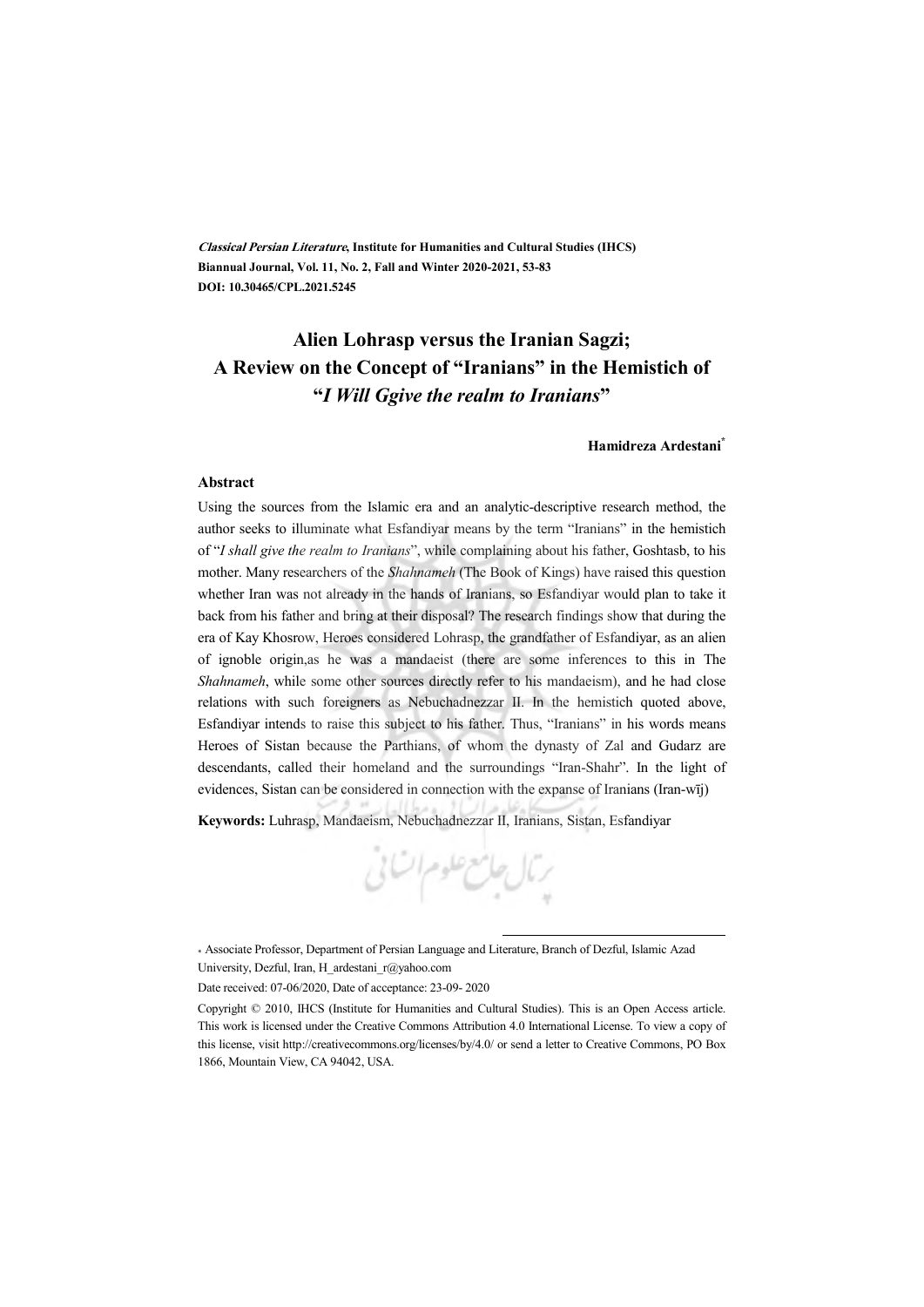***Classical Persian Literature*, Institute for Humanities and Cultural Studies (IHCS)**
**Biannual Journal, Vol. 11, No. 2, Fall and Winter 2020-2021, 53-83**
**DOI: 10.30465/CPL.2021.5245**

# Alien Lohrasp versus the Iranian Sagzi; A Review on the Concept of "Iranians" in the Hemistich of "*I Will Ggive the realm to Iranians*"

**Hamidreza Ardestani***

### Abstract

Using the sources from the Islamic era and an analytic-descriptive research method, the author seeks to illuminate what Esfandiyar means by the term "Iranians" in the hemistich of "*I shall give the realm to Iranians*", while complaining about his father, Goshtasb, to his mother. Many researchers of the *Shahnameh* (The Book of Kings) have raised this question whether Iran was not already in the hands of Iranians, so Esfandiyar would plan to take it back from his father and bring at their disposal? The research findings show that during the era of Kay Khosrow, Heroes considered Lohrasp, the grandfather of Esfandiyar, as an alien of ignoble origin,as he was a mandaeist (there are some inferences to this in The *Shahnameh*, while some other sources directly refer to his mandaeism), and he had close relations with such foreigners as Nebuchadnezzar II. In the hemistich quoted above, Esfandiyar intends to raise this subject to his father. Thus, "Iranians" in his words means Heroes of Sistan because the Parthians, of whom the dynasty of Zal and Gudarz are descendants, called their homeland and the surroundings "Iran-Shahr". In the light of evidences, Sistan can be considered in connection with the expanse of Iranians (Iran-wīj)

**Keywords:** Luhrasp, Mandaeism, Nebuchadnezzar II, Iranians, Sistan, Esfandiyar

---

* Associate Professor, Department of Persian Language and Literature, Branch of Dezful, Islamic Azad University, Dezful, Iran, H_ardestani_r@yahoo.com

Date received: 07-06/2020, Date of acceptance: 23-09- 2020

Copyright © 2010, IHCS (Institute for Humanities and Cultural Studies). This is an Open Access article. This work is licensed under the Creative Commons Attribution 4.0 International License. To view a copy of this license, visit http://creativecommons.org/licenses/by/4.0/ or send a letter to Creative Commons, PO Box 1866, Mountain View, CA 94042, USA.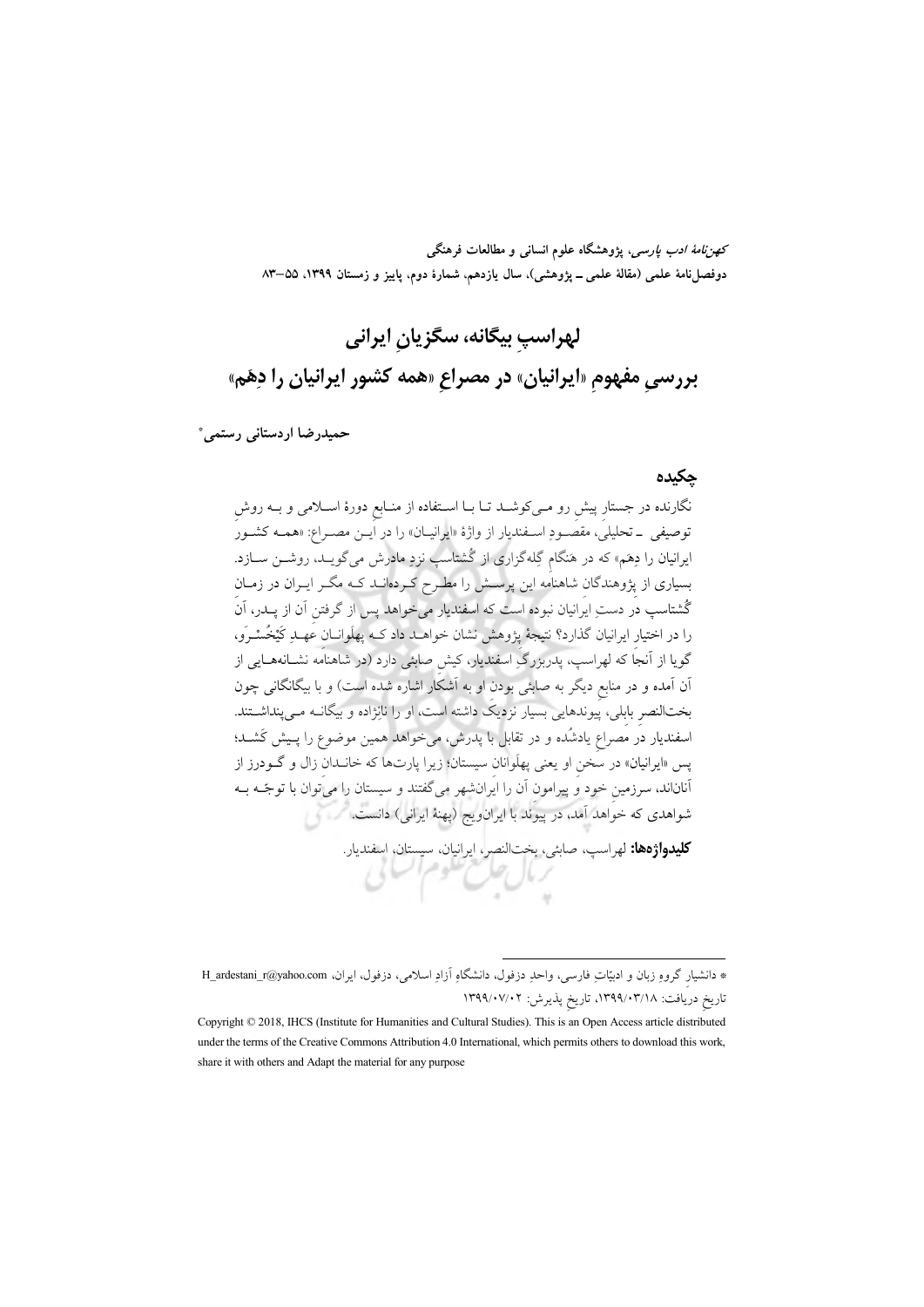*کهن‌نامهٔ ادب پارسی*، پژوهشگاه علوم انسانی و مطالعات فرهنگی
دوفصل‌نامهٔ علمی (مقالهٔ علمی ـ پژوهشی)، سال یازدهم، شمارهٔ دوم، پاییز و زمستان ۱۳۹۹، ۵۵–۸۳

# لهراسپِ بیگانه، سگزیانِ ایرانی
# بررسیِ مفهومِ «ایرانیان» در مصراعِ «همه کشور ایرانیان را دِهَم»

**حمیدرضا اردستانی رستمی***

## چکیده

نگارنده در جستارِ پیشِ رو می‌کوشد تا با استفاده از منابعِ دورهٔ اسلامی و به روشِ توصیفی ـ تحلیلی، مقصودِ اسفندیار از واژهٔ «ایرانیان» را در این مصراع: «همه کشور ایرانیان را دِهَم» که در هنگامِ گِله‌گزاری از گُشتاسپ نزدِ مادرش می‌گوید، روشن سازد. بسیاری از پژوهندگان شاهنامه این پرسش را مطرح کرده‌اند که مگر ایران در زمانِ گُشتاسپ در دستِ ایرانیان نبوده است که اسفندیار می‌خواهد پس از گرفتنِ آن از پدر، آن را در اختیارِ ایرانیان گذارد؟ نتیجهٔ پژوهش نشان خواهد داد که پهلَوانانِ عهدِ کَیْخُسْرَو، گویا از آنجا که لهراسپ، پدربزرگِ اسفندیار، کیشِ صابئی دارد (در شاهنامه نشانه‌هایی از آن آمده و در منابعِ دیگر به صابئی بودنِ او به آشکار اشاره شده است) و با بیگانگانی چون بخت‌النصرِ بابلی، پیوندهایی بسیار نزدیک داشته است، او را نانژاده و بیگانه می‌پنداشتند. اسفندیار در مصراعِ یادشُده و در تقابل با پدرش، می‌خواهد همین موضوع را پیش کشد؛ پس «ایرانیان» در سخنِ او یعنی پهلَوانانِ سیستان؛ زیرا پارت‌ها که خاندانِ زال و گودرز از آنان‌اند، سرزمینِ خود و پیرامونِ آن را ایرانشهر می‌گفتند و سیستان را می‌توان با توجّه به شواهدی که خواهد آمد، در پیوند با ایرانویج (پهنهٔ ایرانی) دانست.

**کلیدواژه‌ها:** لهراسپ، صابئی، بخت‌النصر، ایرانیان، سیستان، اسفندیار.

---

* دانشیارِ گروهِ زبان و ادبیّاتِ فارسی، واحدِ دزفول، دانشگاهِ آزادِ اسلامی، دزفول، ایران، H_ardestani_r@yahoo.com
تاریخ دریافت: ۱۳۹۹/۰۳/۱۸، تاریخ پذیرش: ۱۳۹۹/۰۷/۰۲

Copyright © 2018, IHCS (Institute for Humanities and Cultural Studies). This is an Open Access article distributed under the terms of the Creative Commons Attribution 4.0 International, which permits others to download this work, share it with others and Adapt the material for any purpose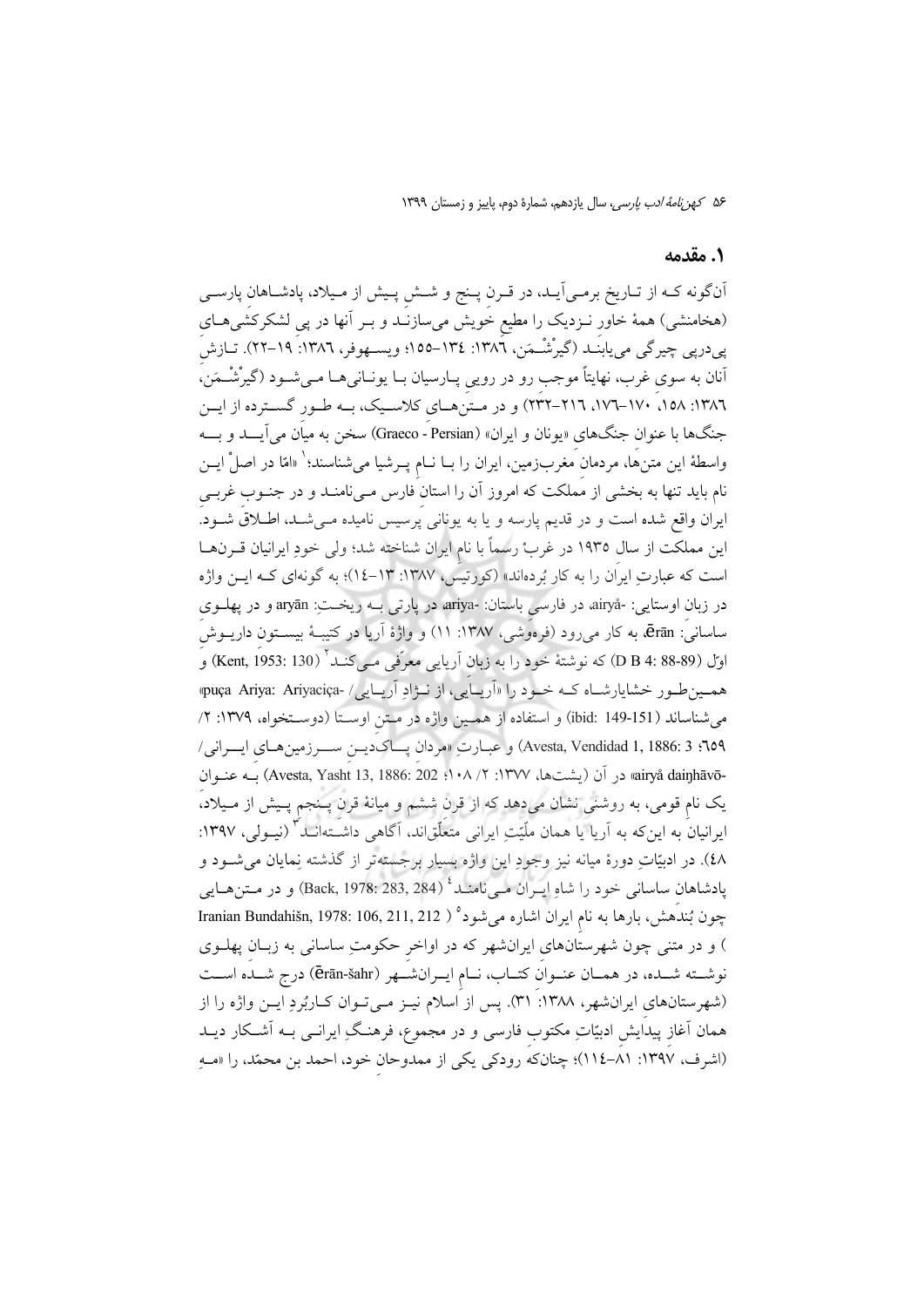## ۱. مقدمه

آن‌گونه که از تاریخ برمی‌آید، در قرن پنج و شش پیش از میلاد، پادشاهان پارسی (هخامنشی) همهٔ خاور نزدیک را مطیع خویش می‌سازند و بر آنها در پی لشکرکشی‌های پی‌درپی چیرگی می‌یابند (گیرشْمَن، ۱۳۸۶: ۱۳۴–۱۵۵؛ ویسهوفر، ۱۳۸۶: ۱۹–۲۲). تازش آنان به سوی غرب، نهایتاً موجب رو در رویی پارسیان با یونانی‌ها می‌شود (گیرشْمَن، ۱۳۸۶: ۱۵۸، ۱۷۰–۱۷۶، ۲۱۶–۲۳۲) و در متن‌های کلاسیک، به طور گسترده از این جنگ‌ها با عنوان جنگ‌های «یونان و ایران» (Graeco - Persian) سخن به میان می‌آید و به واسطهٔ این متن‌ها، مردمان مغرب‌زمین، ایران را با نام پرشیا می‌شناسند؛[1] «امّا در اصل این نام باید تنها به بخشی از مملکت که امروز آن را استان فارس می‌نامند و در جنوب غربی ایران واقع شده است و در قدیم پارسه و یا به یونانی پرسیس نامیده می‌شد، اطلاق شود. این مملکت از سال ۱۹۳۵ در غرب رسماً با نام ایران شناخته شد؛ ولی خودِ ایرانیان قرن‌ها است که عبارتِ ایران را به کار بُرده‌اند» (کورتیس، ۱۳۸۷: ۱۳–۱۴)؛ به گونه‌ای که این واژه در زبان اوستایی: -airyå، در فارسی باستان: -ariya، در پارتی به ریختِ: aryān و در پهلوی ساسانی: ērān، به کار می‌رود (فره‌وشی، ۱۳۸۷: ۱۱) و واژهٔ آریا در کتیبهٔ بیستون داریوش اول (D B 4: 88-89) که نوشتهٔ خود را به زبان آریایی معرّفی می‌کند[2] (Kent, 1953: 130) و همین‌طور خشایارشاه که خود را «آریایی، از نژادِ آریایی/ -puça Ariya: Ariyaciça» می‌شناساند (ibid: 149-151) و استفاده از همین واژه در متن اوستا (دوستخواه، ۱۳۷۹: ۲/ ۶۵۹؛ Avesta, Vendidad 1, 1886: 3) و عبارتِ «مردان پاک‌دین سرزمین‌های ایرانی/ -airyå daiŋhāvō» در آن (یشت‌ها، ۱۳۷۷: ۲/ ۱۰۸؛ Avesta, Yasht 13, 1886: 202) به عنوان یک نام قومی، به روشنی نشان می‌دهد که از قرن ششم و میانهٔ قرن پنجم پیش از میلاد، ایرانیان به این‌که به آریا یا همان ملّیّتِ ایرانی متعلّق‌اند، آگاهی داشته‌اند[3] (نیولی، ۱۳۹۷: ۴۸). در ادبیّاتِ دورهٔ میانه نیز وجودِ این واژه بسیار برجسته‌تر از گذشته نمایان می‌شود و پادشاهان ساسانی خود را شاهِ ایران می‌نامند[4] (Back, 1978: 283, 284) و در متن‌هایی چون بُندَهِش، بارها به نام ایران اشاره می‌شود[5] (Iranian Bundahišn, 1978: 106, 211, 212) و در متنی چون شهرستان‌های ایرانشهر که در اواخر حکومتِ ساسانی به زبان پهلوی نوشته شده، در همان عنوان کتاب، نام ایرانشهر (ērān-šahr) درج شده است (شهرستان‌های ایرانشهر، ۱۳۸۸: ۳۱). پس از اسلام نیز می‌توان کاربُردِ این واژه را از همان آغاز پیدایش ادبیّاتِ مکتوب فارسی و در مجموع، فرهنگِ ایرانی به آشکار دید (اشرف، ۱۳۹۷: ۸۱–۱۱۴)؛ چنان‌که رودکی یکی از ممدوحان خود، احمد بن محمّد، را «مهِ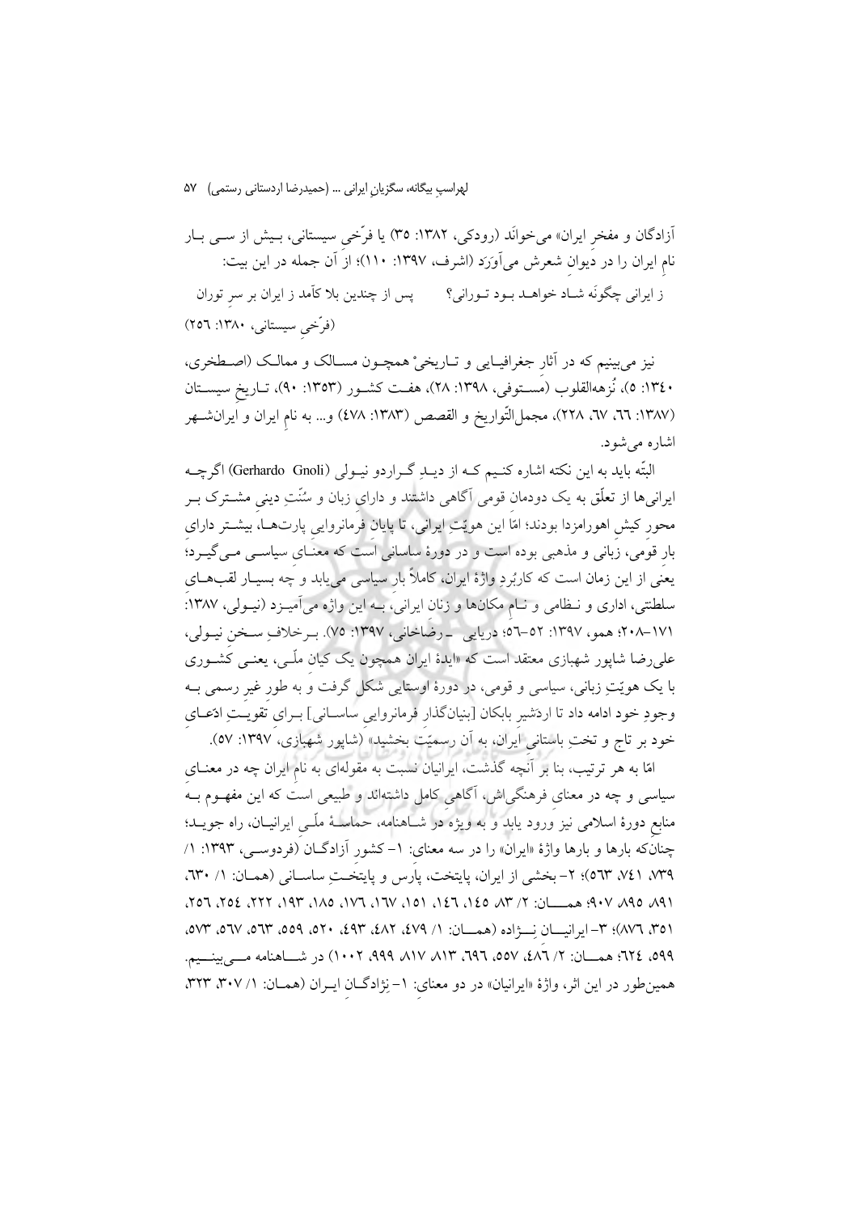آزادگان و مفخرِ ایران» می‌خوانَد (رودکی، ۱۳۸۲: ۳۵) یا فرّخی سیستانی، بیش از سی بار نامِ ایران را در دیوانِ شعرش می‌آوَرَد (اشرف، ۱۳۹۷: ۱۱۰)؛ از آن جمله در این بیت:

ز ایرانی چگونَه شـاد خواهـد بـود تـورانی؟ پس از چندین بلا کآمد ز ایران بر سرِ توران

(فرّخی سیستانی، ۱۳۸۰: ۲۵۶)

نیز می‌بینیم که در آثارِ جغرافیـایی و تـاریخیْ همچـون مسـالک و ممالـک (اصـطخری، ۱۳٤۰: ۵)، نُزهه‌القلوب (مسـتوفی، ۱۳۹۸: ۲۸)، هفـت کشـور (۱۳۵۳: ۹۰)، تـاریخ سیسـتان (۱۳۸۷: ٦٦، ٦۷، ۲۲۸)، مجمل‌التّواریخ و القصص (۱۳۸۳: ٤۷۸) و... به نامِ ایران و ایرانشـهر اشاره می‌شود.

البتّه باید به این نکته اشاره کنـیم کـه از دیـدِ گـراردو نیـولی (Gerhardo Gnoli) اگرچـه ایرانی‌ها از تعلّق به یک دودمانِ قومی آگاهی داشتند و دارایِ زبان و سُنّتِ دینیِ مشـترک بـر محورِ کیشِ اهورامزدا بودند؛ امّا این هویّتِ ایرانی، تا پایانِ فرمانروایی پارت‌هـا، بیشـتر دارایِ بارِ قومی، زبانی و مذهبی بوده است و در دورهٔ ساسانی است که معنـای سیاسـی مـی‌گیـرد؛ یعنی از این زمان است که کاربُردِ واژهٔ ایران، کاملاً بارِ سیاسی می‌یابد و چه بسیار لقب‌هـای سلطنتی، اداری و نـظامی و نـامِ مکان‌ها و زنانِ ایرانی، بـه این واژه می‌آمیـزد (نیـولی، ۱۳۸۷: ۱۷۱–۲۰۸؛ همو، ۱۳۹۷: ۵۲–۵٦؛ دریایی ـ رضاخانی، ۱۳۹۷: ۷۵). بـرخلافِ سـخنِ نیـولی، علی‌رضا شاپور شهبازی معتقد است که «ایدهٔ ایران همچون یک کیانِ ملّـی، یعنـی کشـوری با یک هویّتِ زبانی، سیاسی و قومی، در دورهٔ اوستایی شکل گرفت و به طورِ غیرِ رسمی بـه وجودِ خود ادامه داد تا اردشیرِ بابکان [بنیانگذارِ فرمانروایی ساسـانی] بـرای تقویـتِ ادّعـای خود بر تاج و تختِ باستانیِ ایران، به آن رسمیّت بخشید» (شاپور شهبازی، ۱۳۹۷: ۵۷).

امّا به هر ترتیب، بنا بر آنچه گذشت، ایرانیان نسبت به مقوله‌ای به نامِ ایران چه در معنـای سیاسی و چه در معنای فرهنگی‌اش، آگاهیِ کامل داشته‌اند و طبیعی است که این مفهـوم بـه منابعِ دورهٔ اسلامی نیز ورود یابد و به ویژه در شـاهنامه، حماسـهٔ ملّـیِ ایرانیـان، راه جویـد؛ چنانکه بارها و بارها واژهٔ «ایران» را در سه معنای: ۱– کشورِ آزادگـان (فردوسـی، ۱۳۹۳: ۱/ ۷۳۹، ۷٤۱، ۵٦۳)؛ ۲– بخشی از ایران، پایتخت، پارس و پایتخـتِ ساسـانی (همـان: ۱/ ٦۳۰، ۸۹۱، ۸۹۵، ۹۰۷؛ همـــان: ۲/ ۸۳، ۱٤۵، ۱٤٦، ۱۵۱، ۱٦۷، ۱۷٦، ۱۸۵، ۱۹۳، ۲۲۲، ۲۵٤، ۲۵٦، ۳۵۱، ۸۷٦، ۸۷٦)؛ ۳– ایرانیـــان نـــژاده (همـــان: ۱/ ٤۷۹، ٤۸۲، ٤۹۳، ۵۲۰، ۵۵۹، ۵٦۳، ۵٦۷، ۵۷۳، ۵۹۹، ٦۲٤؛ همـان: ۲/ ٤۸٦، ۵۵۷، ٦۹٦، ۸۱۳، ۸۱۷، ۹۹۹، ۱۰۰۲) در شـــاهنامه مـــی‌بینـــیم. همین‌طور در این اثر، واژهٔ «ایرانیان» در دو معنای: ۱– نژادگـانِ ایـران (همـان: ۱/ ۳۰۷، ۳۲۳،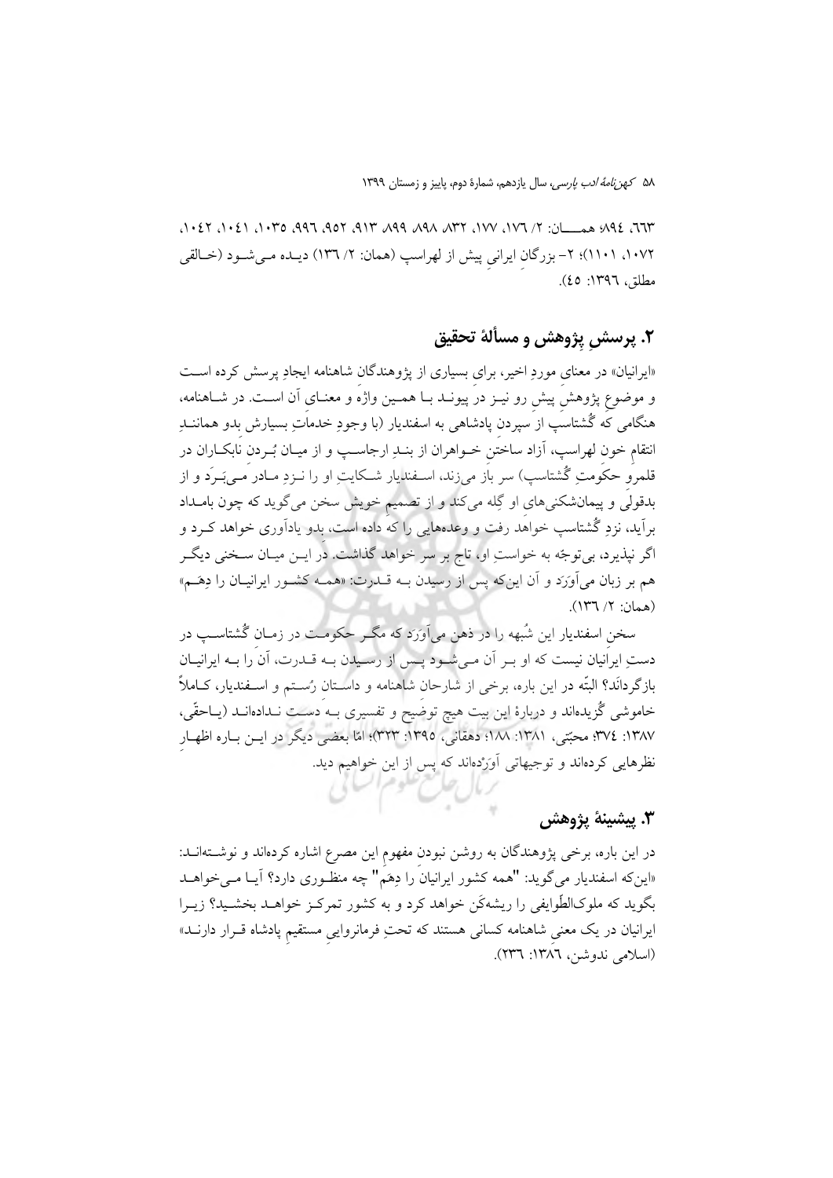٦٦٣، ٨٩٤؛ همان: ٢/ ١٧٦، ١٧٧، ٨٣٢، ٨٩٨، ٨٩٩، ٩١٣، ٩٥٢، ٩٩٦، ١٠٣٥، ١٠٤١، ١٠٤٢، ١٠٧٢، ١١٠١)؛ ٢- بزرگانِ ایرانیِ پیش از لهراسپ (همان: ٢/ ١٣٦) دیده می‌شود (خالقی مطلق، ١٣٩٦: ٤٥).

## ٢. پرسشِ پژوهش و مسألهٔ تحقیق

«ایرانیان» در معنای موردِ اخیر، برای بسیاری از پژوهندگانِ شاهنامه ایجادِ پرسش کرده است و موضوعِ پژوهشِ پیش رو نیز در پیوند با همین واژه و معنای آن است. در شاهنامه، هنگامی که گُشتاسپ از سپردنِ پادشاهی به اسفندیار (با وجودِ خدماتِ بسیارش بدو همانندِ انتقامِ خونِ لهراسپ، آزاد ساختنِ خواهران از بندِ ارجاسپ و از میان بُردنِ نابکاران در قلمرو حکومتِ گُشتاسپ) سر باز می‌زند، اسفندیار شکایتِ او را نزدِ مادر می‌بَرَد و از بدقولی و پیمان‌شکنی‌های او گِله می‌کند و از تصمیمِ خویش سخن می‌گوید که چون بامداد برآید، نزدِ گُشتاسپ خواهد رفت و وعده‌هایی را که داده است، بدو یادآوری خواهد کرد و اگر نپذیرد، بی‌توجّه به خواستِ او، تاج بر سر خواهد گذاشت. در این میان سخنی دیگر هم بر زبان می‌آوَرَد و آن این‌که پس از رسیدن به قدرت: «همه کشور ایرانیان را دِهَم» (همان: ٢/ ١٣٦).

سخنِ اسفندیار این شُبهه را در ذهن می‌آوَرَد که مگر حکومت در زمانِ گُشتاسپ در دستِ ایرانیان نیست که او بر آن می‌شود پس از رسیدن به قدرت، آن را به ایرانیان بازگرداند؟ البتّه در این باره، برخی از شارحانِ شاهنامه و داستانِ رُستم و اسفندیار، کاملاً خاموشی گُزیده‌اند و دربارهٔ این بیت هیچ توضیح و تفسیری به دست نداده‌اند (یاحقّی، ١٣٨٧: ٣٧٤؛ محبّتی، ١٣٨١: ١٨٨؛ دهقانی، ١٣٩٥: ٣٢٣)؛ امّا بعضی دیگر در این باره اظهارِ نظرهایی کرده‌اند و توجیهاتی آوَرْده‌اند که پس از این خواهیم دید.

## ٣. پیشینهٔ پژوهش

در این باره، برخی پژوهندگان به روشن نبودنِ مفهومِ این مصرع اشاره کرده‌اند و نوشته‌اند: «این‌که اسفندیار می‌گوید: "همه کشور ایرانیان را دِهَم" چه منظوری دارد؟ آیا می‌خواهد بگوید که ملوک‌الطّوایفی را ریشه‌کَن خواهد کرد و به کشور تمرکز خواهد بخشید؟ زیرا ایرانیان در یک معنیِ شاهنامه کسانی هستند که تحتِ فرمانرواییِ مستقیمِ پادشاه قرار دارند» (اسلامی ندوشن، ١٣٨٦: ٢٣٦).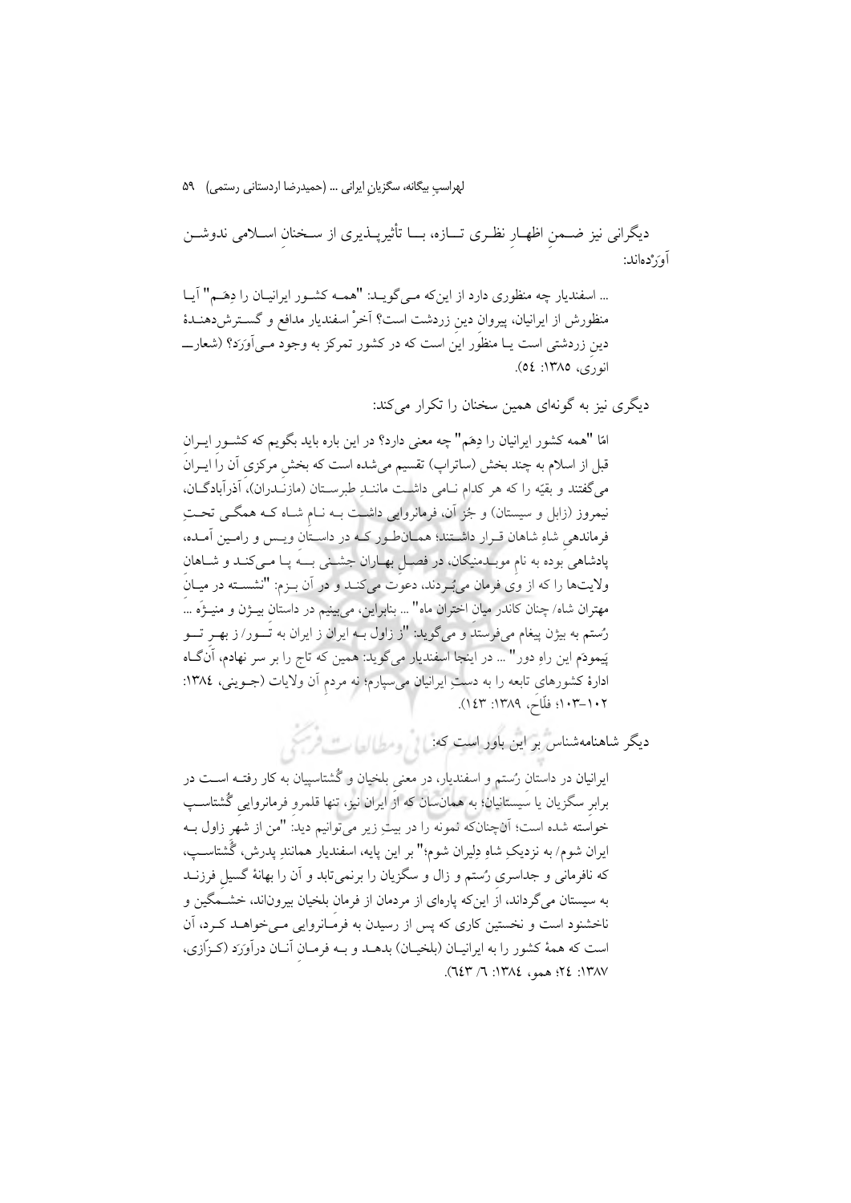دیگرانی نیز ضمنِ اظهارِ نظری تازه، با تأثیرپذیری از سخنانِ اسلامی ندوشن آورْده‌اند:

... اسفندیار چه منظوری دارد از این‌که می‌گوید: "همه کشور ایرانیان را دِهَم" آیا منظورش از ایرانیان، پیروانِ دینِ زردشت است؟ آخرْ اسفندیار مدافع و گسترش‌دهندهٔ دینِ زردشتی است یا منظور این است که در کشور تمرکز به وجود می‌آوَرَد؟ (شعار ـ انوری، ۱۳۸۵: ٥٤).

دیگری نیز به گونه‌ای همین سخنان را تکرار می‌کند:

امّا "همه کشور ایرانیان را دِهَم" چه معنی دارد؟ در این باره باید بگویم که کشورِ ایرانِ قبل از اسلام به چند بخش (ساتراپ) تقسیم می‌شده است که بخشِ مرکزی آن را ایرانَ می‌گفتند و بقیّه را که هر کدام نامی داشت مانندِ طبرستان (مازندران)، آذرآبادگان، نیمروز (زابل و سیستان) و جُز آن، فرمانروایی داشت به نامِ شاه که همگی تحتِ فرماندهیِ شاهِ شاهان قرار داشتند؛ همان‌طور که در داستانِ ویس و رامین آمده، پادشاهی بوده به نامِ موبدمنیکان، در فصلِ بهاران جشنی بَه پا می‌کند و شاهانِ ولایت‌ها را که از وی فرمان می‌بُردند، دعوت می‌کند و در آن بزم: "نشسته در میانَ مهتران شاه/ چنان کاندر میانِ اختران ماه" ... بنابراین، می‌بینیم در داستانِ بیژن و منیژه ... رُستم به بیژن پیغام می‌فرستد و می‌گوید: "ز زاول به ایران ز ایران به تُور/ ز بهرِ تُو پَیمودَم این راهِ دور" ... در اینجا اسفندیار می‌گوید: همین که تاج را بر سر نهادم، آنگاه ادارهٔ کشورهای تابعه را به دستِ ایرانیان می‌سپارم؛ نه مردمِ آن ولایات (جوینی، ۱۳۸٤: ۱۰۲-۱۰۳؛ فلّاح، ۱۳۸۹: ۱٤۳).

دیگر شاهنامه‌شناس بر این باور است که:

ایرانیان در داستانِ رُستم و اسفندیار، در معنیِ بلخیان و گُشتاسپیان به کار رفته است در برابرِ سگزیان یا سیستانیان؛ به همان‌سان که از ایران نیز، تنها قلمرو فرمانروایی گُشتاسپ خواسته شده است؛ آن‌چنان‌که نمونه را در بیتِ زیر می‌توانیم دید: "من از شهرِ زاول به ایران شوم/ به نزدیکِ شاهِ دِلیران شوم؟" بر این پایه، اسفندیار همانندِ پدرش، گُشتاسپ، که نافرمانی و جداسریِ رُستم و زال و سگزیان را برنمی‌تابد و آن را بهانهٔ گسیلِ فرزند به سیستان می‌گرداند، از این‌که پاره‌ای از مردمان از فرمانِ بلخیان بیرون‌اند، خشمگین و ناخشنود است و نخستین کاری که پس از رسیدن به فرمانروایی می‌خواهد کرد، آن است که همهٔ کشور را به ایرانیان (بلخیان) بدهد و به فرمانِ آنان درآوَرَد (کزّازی، ۱۳۸۷: ۲٤؛ همو، ۱۳۸٤: ٦/ ٦٤۳).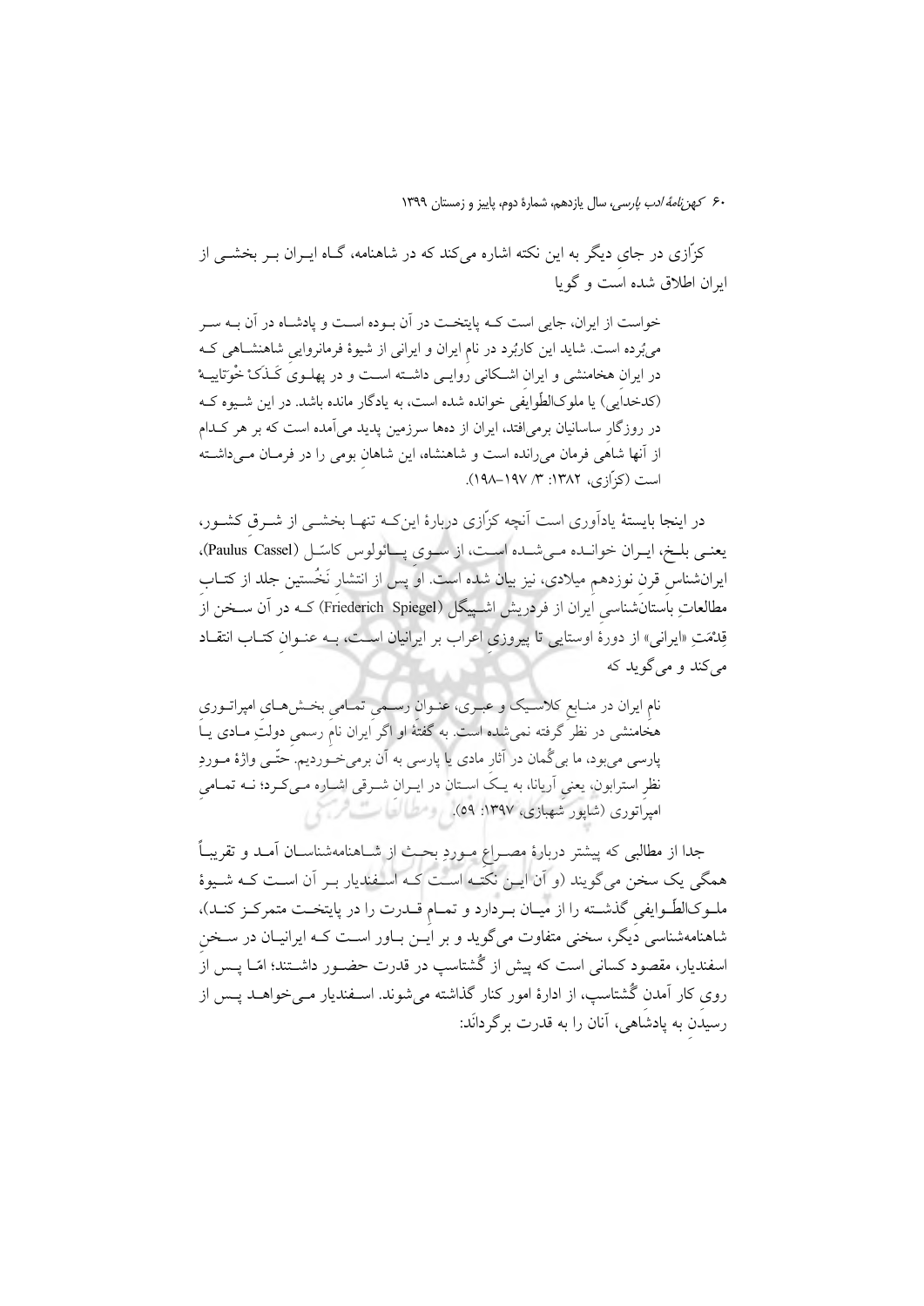کزّازی در جایِ دیگر به این نکته اشاره می‌کند که در شاهنامه، گـاه ایـران بـر بخشـی از ایران اطلاق شده است و گویا

> خواست از ایران، جایی است کـه پایتخـت در آن بـوده اسـت و پادشـاه در آن بـه سـر می‌بُرده است. شاید این کاربُرد در نامِ ایران و ایرانی از شیوهٔ فرمانروایی شاهنشـاهی کـه در ایرانِ هخامنشی و ایرانِ اشـکانی روایـی داشـته اسـت و در پهلـوی کَـذَکْ خْوَتاییـهٔ (کدخدایی) یا ملوک‌الطّوایفی خوانده شده است، به یادگار مانده باشد. در این شـیوه کـه در روزگارِ ساسانیان برمی‌افتد، ایران از ده‌ها سرزمین پدید می‌آمده است که بر هر کـدام از آنها شاهی فرمان می‌رانده است و شاهنشاه، این شاهانِ بومی را در فرمـان مـی‌داشـته است (کزّازی، ۱۳۸۲: ۳/ ۱۹۷–۱۹۸).

در اینجا بایستهٔ یادآوری است آنچه کزّازی دربارهٔ این‌کـه تنهـا بخشـی از شـرقِ کشـور، یعنـی بلـخ، ایـران خوانـده مـی‌شـده اسـت، از سـوی پـائولوس کاسّـل (Paulus Cassel)، ایران‌شناس قرنِ نوزدهمِ میلادی، نیز بیان شده است. او پس از انتشارِ نَخُستین جلد از کتـابِ مطالعاتِ باستان‌شناسیِ ایران از فردریش اشـپیگل (Friederich Spiegel) کـه در آن سـخن از قِدْمَتِ «ایرانی» از دورهٔ اوستایی تا پیروزیِ اعراب بر ایرانیان اسـت، بـه عنـوانِ کتـاب انتقـاد می‌کند و می‌گوید که

> نامِ ایران در منـابعِ کلاسـیک و عبـری، عنـوانِ رسـمیِ تمـامیِ بخـش‌هـای امپراتـوریِ هخامنشی در نظر گرفته نمی‌شده است. به گفتهٔ او اگر ایران نامِ رسمیِ دولتِ مـادی یـا پارسی می‌بود، ما بی‌گمان در آثارِ مادی یا پارسی به آن برمی‌خـوردیم. حتّـی واژهٔ مـوردِ نظرِ استرابون، یعنی آریانا، به یـک اسـتان در ایـران شـرقی اشـاره مـی‌کـرد؛ نـه تمـامیِ امپراتوری (شاپور شهبازی، ۱۳۹۷: ۵۹).

جدا از مطالبی که پیشتر دربارهٔ مصـراعِ مـوردِ بحـث از شـاهنامه‌شناسـان آمـد و تقریبـاً همگی یک سخن می‌گویند (و آن ایـن نکتـه اسـت کـه اسـفندیار بـر آن اسـت کـه شـیوهٔ ملـوک‌الطّـوایفیِ گذشـته را از میـان بـردارد و تمـامِ قـدرت را در پایتخـت متمرکـز کنـد)، شاهنامه‌شناسی دیگر، سخنی متفاوت می‌گوید و بر ایـن بـاور اسـت کـه ایرانیـان در سـخنِ اسفندیار، مقصود کسانی است که پیش از گُشتاسپ در قدرت حضـور داشـتند؛ امّـا پـس از رویِ کار آمدنِ گُشتاسپ، از ادارهٔ امور کنار گذاشته می‌شوند. اسـفندیار مـی‌خواهـد پـس از رسیدنِ به پادشاهی، آنان را به قدرت برگرداند: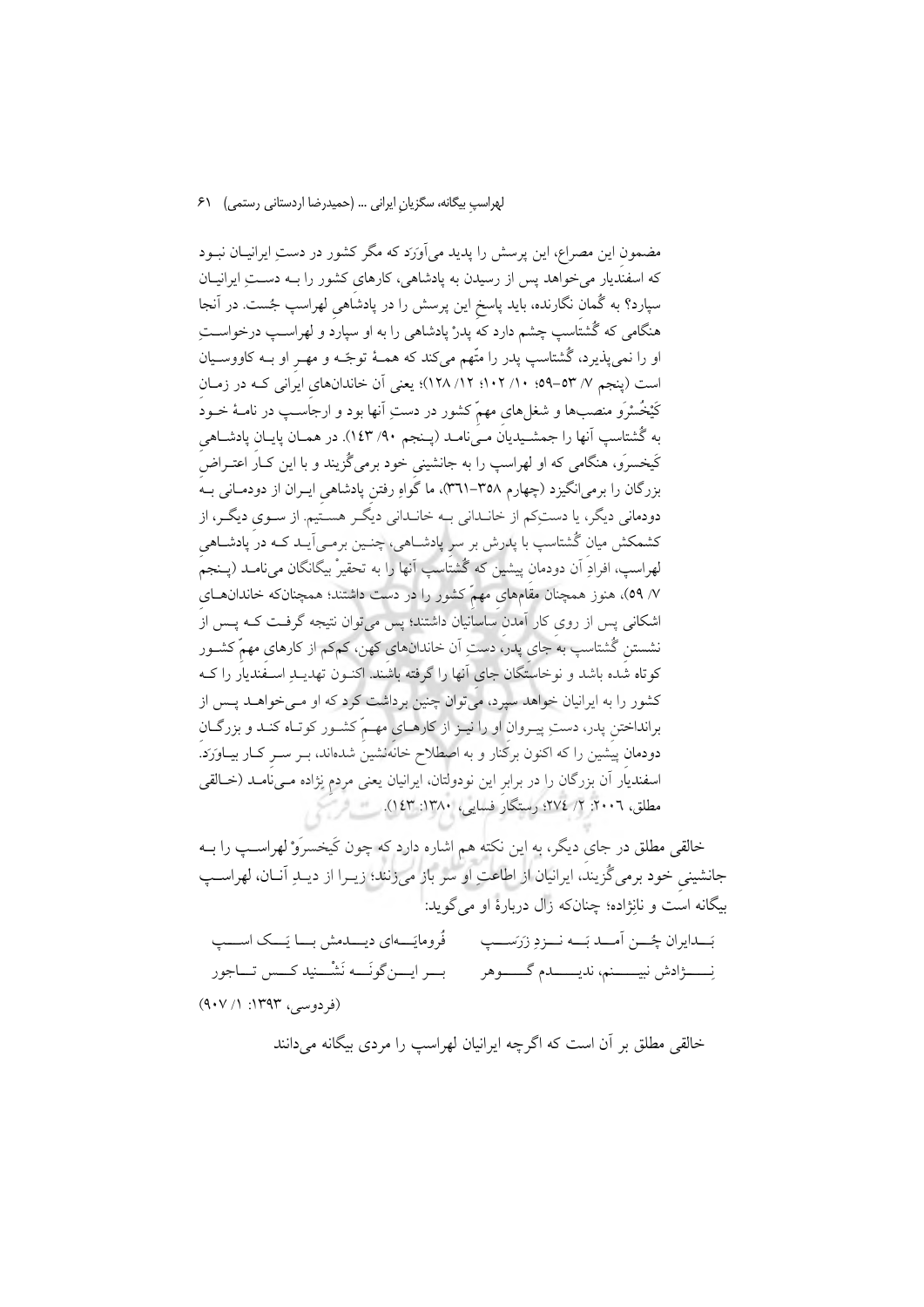مضمون این مصراع، این پرسش را پدید می‌آوَرَد که مگر کشور در دستِ ایرانیان نبود که اسفندیار می‌خواهد پس از رسیدن به پادشاهی، کارهای کشور را به دستِ ایرانیان سپارد؟ به گُمانِ نگارنده، باید پاسخِ این پرسش را در پادشاهیِ لهراسپ جُست. در آنجا هنگامی که گُشتاسپ چشم دارد که پدرْ پادشاهی را به او سپارد و لهراسپ درخواستِ او را نمی‌پذیرد، گُشتاسپ پدر را متّهم می‌کند که همهٔ توجّه و مهرِ او به کاووسیان است (پنجم ۷/ ۵۳–۵۹؛ ۱۰/ ۱۰۲؛ ۱۲/ ۱۲۸)؛ یعنی آن خاندان‌های ایرانی که در زمانِ کَیْخُسْرَو منصب‌ها و شغل‌های مهمّ کشور در دستِ آنها بود و ارجاسپ در نامهٔ خودَ به گُشتاسپ آنها را جمشیدیان می‌نامد (پنجم ۹۰/ ۱۴۳). در همان پایانِ پادشاهیِ کَیخسرَو، هنگامی که او لهراسپ را به جانشینیِ خود برمی‌گُزیند و با این کار اعتراضِ بزرگان را برمی‌انگیزد (چهارم ۳۵۸–۳۶۱)، ما گواهِ رفتنِ پادشاهیِ ایران از دودمانی به دودمانی دیگر، یا دستِ‌کم از خاندانی به خاندانی دیگر هستیم. از سوی دیگر، از کشمکش میانِ گُشتاسپ با پدرش بر سرِ پادشاهی، چنین برمی‌آید که در پادشاهیِ لهراسپ، افرادِ آن دودمان پیشین که گُشتاسپ آنها را به تحقیرْ بیگانگان می‌نامد (پنجم ۷/ ۵۹)، هنوز همچنان مقام‌های مهمّ کشور را در دست داشتند؛ همچنان‌که خاندان‌های اشکانی پس از روی کار آمدن ساسانیان داشتند؛ پس می‌توان نتیجه گرفت که پس از نشستنِ گُشتاسپ به جای پدر، دستِ آن خاندان‌های کهن، کم‌کم از کارهای مهمّ کشور کوتاه شده باشد و نوخاستگان جای آنها را گرفته باشند. اکنون تهدیدِ اسفندیار را که کشور را به ایرانیان خواهد سپرد، می‌توان چنین برداشت کرد که او می‌خواهد پس از برانداختنِ پدر، دستِ پیروانِ او را نیز از کارهای مهمّ کشور کوتاه کند و بزرگانِ دودمانِ پیشین را که اکنون برکنار و به اصطلاح خانه‌نشین شده‌اند، بر سرِ کار بیاوَرَد. اسفندیار آن بزرگان را در برابر این نودولتان، ایرانیان یعنی مردمِ نژاده می‌نامد (خالقی مطلق، ۲۰۰۶: ۲/ ۲۷۴؛ رستگار فسایی، ۱۳۸۰: ۱۴۳).

خالقی مطلق در جای دیگر، به این نکته هم اشاره دارد که چون کَیخسرَوْ لهراسپ را به جانشینیِ خود برمی‌گُزیند، ایرانیان از اطاعتِ او سر باز می‌زنند؛ زیرا از دیدِ آنان، لهراسپ بیگانه است و نانژاده؛ چنان‌که زال دربارهٔ او می‌گوید:

بَدایران چُن آمد بَه نزدِ زَرَسپ ... فُرومایه‌ای دیدمش با یَک اسپ

نِژادش نبینم، ندیدم گوهر ... بر این‌گونَه نَشْنید کس تاجور

(فردوسی، ۱۳۹۳: ۱/ ۹۰۷)

خالقی مطلق بر آن است که اگرچه ایرانیان لهراسپ را مردی بیگانه می‌دانند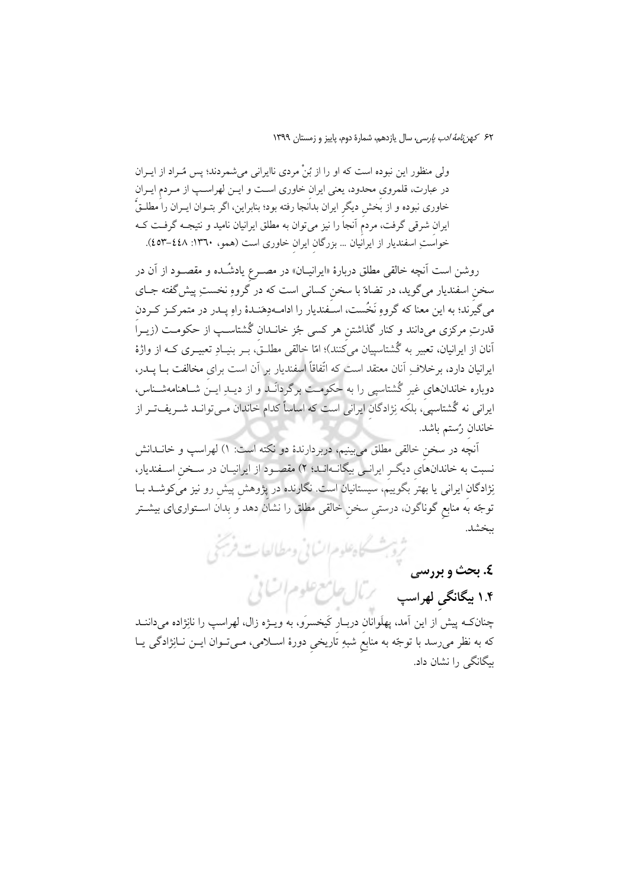ولی منظور این نبوده است که او را از بُنْ مردی ناایرانی می‌شمردند؛ پس مُـراد از ایـران در عبارت، قلمروی محدود، یعنی ایرانِ خاوری اسـت و ایـن لهراسـپ از مـردمِ ایـرانِ خاوری نبوده و از بخشِ دیگرِ ایران بدانجا رفته بود؛ بنابراین، اگر بتـوان ایـران را مطلـقاً ایرانِ شرقی گرفت، مردمِ آنجا را نیز می‌توان به مطلق ایرانیان نامید و نتیجـه گرفـت کـه خواستِ اسفندیار از ایرانیان ... بزرگانِ ایرانِ خاوری است (همو، ۱۳٦۰: ٤٤۸–٤٥۳).

روشن است آنچه خالقی مطلق دربارهٔ «ایرانیـان» در مصـرعِ یادشُـده و مقصـود از آن در سخنِ اسفندیار می‌گوید، در تضادّ با سخنِ کسانی است که در گروهِ نخستِ پیش‌گفته جـای می‌گیرند؛ به این معنا که گروهِ نَخُست، اسـفندیار را ادامـه‌دهَنـدهٔ راهِ پـدر در متمرکـز کـردنِ قدرتِ مرکزی می‌دانند و کنار گذاشتنِ هر کسی جُز خانـدانِ گُشتاسـپ از حکومـت (زیـرا آنان از ایرانیان، تعبیر به گُشتاسپیان می‌کنند)؛ امّا خالقی مطلـق، بـر بنیـادِ تعبیـری کـه از واژهٔ ایرانیان دارد، برخلافِ آنان معتقد است که اتّفاقاً اسفندیار بر آن است برای مخالفت بـا پـدر، دوباره خاندان‌های غیرِ گُشتاسپی را به حکومـت برگردانَـد و از دیـدِ ایـن شـاهنامه‌شـناس، ایرانی نه گُشتاسپی، بلکه نِژادگانِ ایرانی است که اساساً کدام خاندان مـی‌توانـد شـریف‌تـر از خاندانِ رُستم باشد.

آنچه در سخنِ خالقی مطلق می‌بینیم، دربردارندهٔ دو نکته است: ۱) لهراسپ و خانـدانش نسبت به خاندان‌های دیگـرِ ایرانـی بیگانـه‌انـد؛ ۲) مقصـود از ایرانیـان در سـخنِ اسـفندیار، نِژادگانِ ایرانی یا بهتر بگوییم، سیستانیان است. نگارنده در پژوهشِ پیش رو نیز می‌کوشـد بـا توجّه به منابعِ گوناگون، درستیِ سخنِ خالقی مطلق را نشان دهد و بدان اسـتواری‌ای بیشـتر ببخشد.

## ٤. بحث و بررسی

### ۱.۴ بیگانگیِ لهراسپ

چنان‌کـه پیش از این آمد، پهلَوانانِ دربـارِ کَیخسرَو، به ویـژه زال، لهراسپ را نانژاده می‌داننـد که به نظر می‌رسد با توجّه به منابعِ شبهِ تاریخیِ دورهٔ اسـلامی، مـی‌تـوان ایـن نـانژادگی یـا بیگانگی را نشان داد.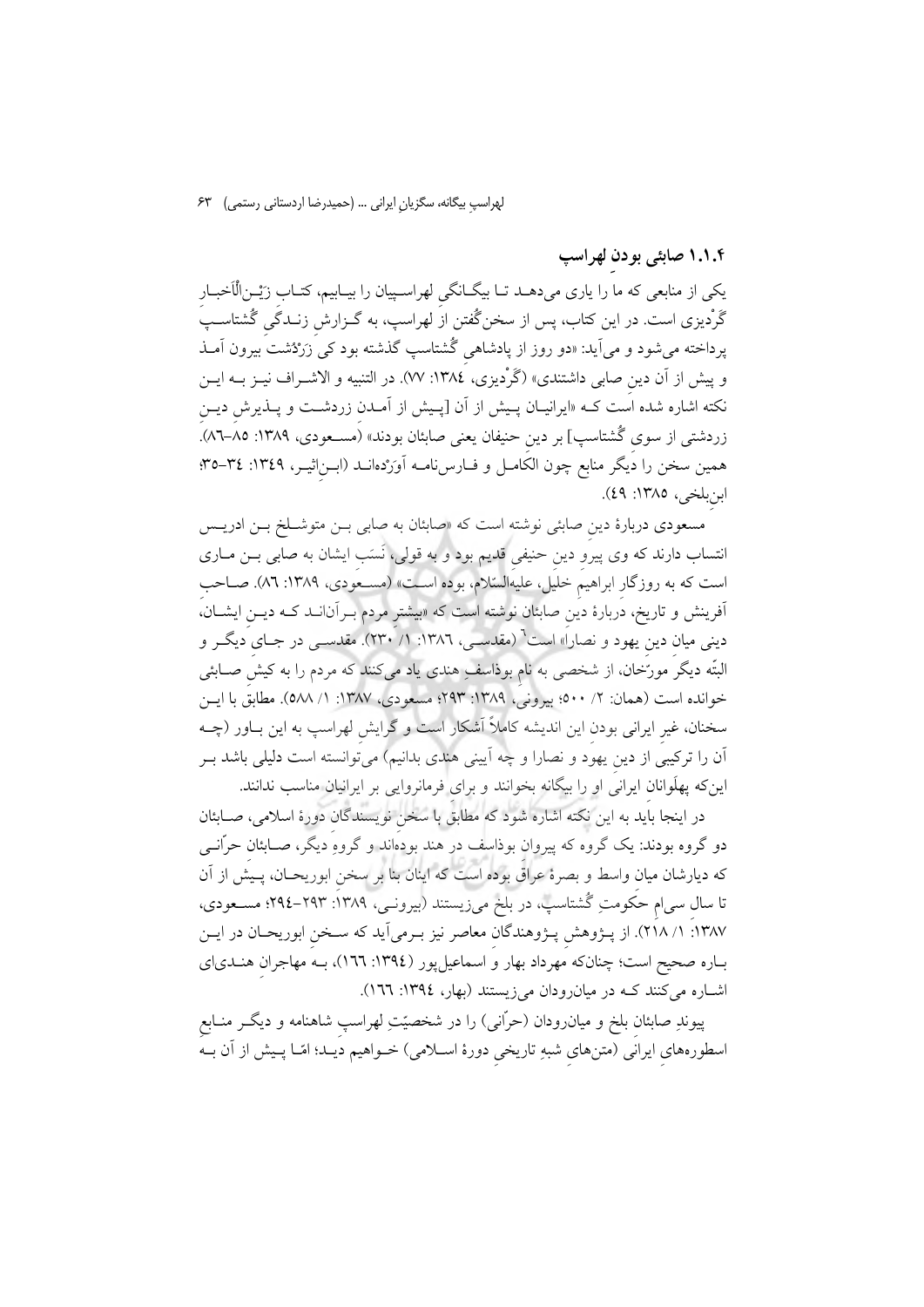### ۱.۱.۴ صابئی بودنِ لهراسپ

یکی از منابعی که ما را یاری می‌دهـد تـا بیگـانگی لهراسـپیان را بیـابیم، کتـاب زَیْـنُ‌الْاَخبـارِ گَرْدیزی است. در این کتاب، پس از سخن‌گفتن از لهراسپ، به گـزارش زنـدگی گُشتاسـپ پرداخته می‌شود و می‌آید: «دو روز از پادشاهی گُشتاسپ گذشته بود کی زَرْدُشت بیرون آمـذ و پیش از آن دین صابی داشتندی» (گَرْدیزی، ۱۳۸٤: ۷۷). در التنبیه و الاشـراف نیـز بـه ایـن نکته اشاره شده است کـه «ایرانیـان پـیش از آن [پـیش از آمـدن زردشـت و پـذیرش دیـن زردشتی از سوی گُشتاسپ] بر دین حنیفان یعنی صابئان بودند» (مسـعودی، ۱۳۸۹: ۸۵–۸٦). همین سخن را دیگر منابع چون الکامـل و فـارس‌نامـه آوَرْده‌انـد (ابـن‌اثیـر، ۱۳٤۹: ۳٤–۳۵؛ ابن‌بلخی، ۱۳۸۵: ٤۹).

مسعودی دربارهٔ دین صابئی نوشته است که «صابئان به صابی بـن متوشـلخ بـن ادریـس انتساب دارند که وی پیرو دین حنیفیِ قدیم بود و به قولی، نَسَب ایشان به صابی بـن مـاری است که به روزگار ابراهیم خلیل، علیه‌السّلام، بوده اسـت» (مسـعودی، ۱۳۸۹: ۸٦). صـاحب آفرینش و تاریخ، دربارهٔ دین صابئان نوشته است که «بیشتر مردم بـرآن‌انـد کـه دیـن ایشـان، دینی میان دین یهود و نصارا» است[٦] (مقدسـی، ۱۳۸٦: ۱/ ۲۳۰). مقدسـی در جـای دیگـر و البتّه دیگر مورّخان، از شخصی به نام بوذاسفِ هندی یاد می‌کنند که مردم را به کیش صـابئی خوانده است (همان: ۲/ ۵۰۰؛ بیرونی، ۱۳۸۹: ۲۹۳؛ مسعودی، ۱۳۸۷: ۱/ ۵۸۸). مطابق با ایـن سخنان، غیرِ ایرانی بودن این اندیشه کاملاً آشکار است و گرایش لهراسپ به این بـاور (چـه آن را ترکیبی از دین یهود و نصارا و چه آیینی هندی بدانیم) می‌توانسته است دلیلی باشد بـر این‌که پهلَوانان ایرانی او را بیگانه بخوانند و برای فرمانروایی بر ایرانیان مناسب ندانند.

در اینجا باید به این نکته اشاره شود که مطابق با سخن نویسندگان دورهٔ اسلامی، صـابئان دو گروه بودند: یک گروه که پیروان بوذاسف در هند بوده‌اند و گروهِ دیگر، صـابئان حرّانـی که دیارشان میان واسط و بصرهٔ عراق بوده است که اینان بنا بر سخن ابوریحـان، پـیش از آن تا سال سی‌ام حکومتِ گُشتاسپ، در بلخ می‌زیستند (بیرونـی، ۱۳۸۹: ۲۹۳–۲۹٤؛ مسـعودی، ۱۳۸۷: ۱/ ۲۱۸). از پـژوهش پـژوهندگان معاصر نیز بـرمی‌آید که سـخن ابوریحـان در ایـن بـاره صحیح است؛ چنان‌که مهرداد بهار و اسماعیل‌پور (۱۳۹٤: ۱٦٦)، بـه مهاجران هنـدی‌ای اشـاره می‌کنند کـه در میان‌رودان می‌زیستند (بهار، ۱۳۹٤: ۱٦٦).

پیوندِ صابئان بلخ و میان‌رودان (حرّانی) را در شخصیّتِ لهراسپ شاهنامه و دیگـر منـابعِ اسطوره‌های ایرانی (متن‌های شبهِ تاریخیِ دورهٔ اسـلامی) خـواهیم دیـد؛ امّـا پـیش از آن بـه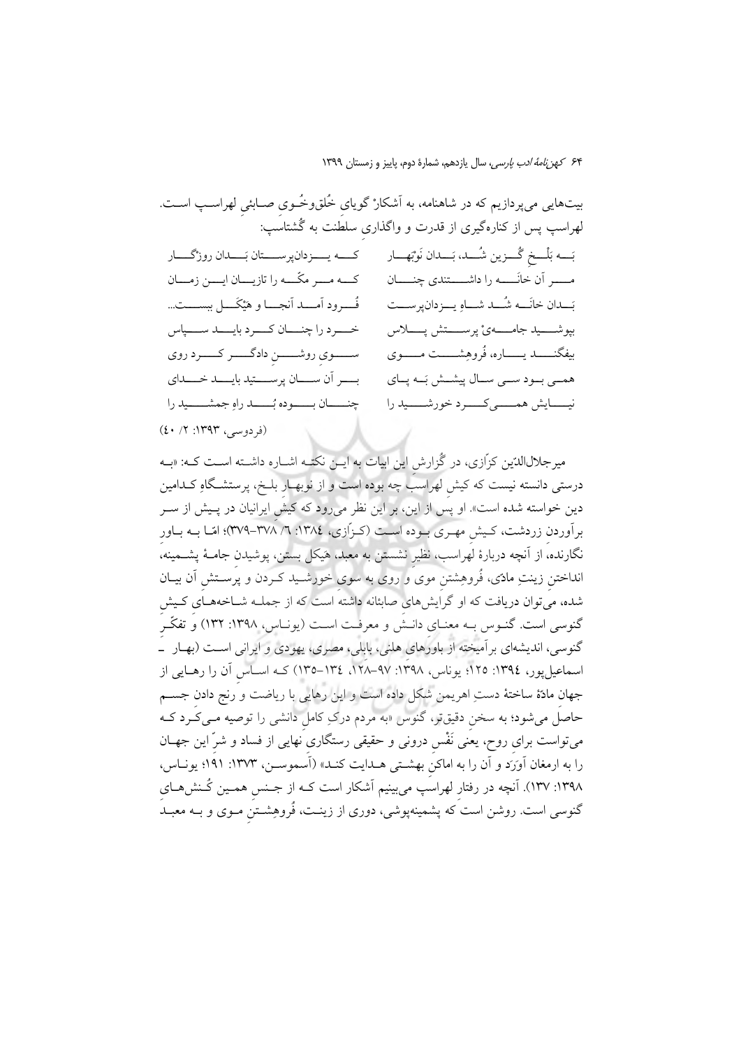بیت‌هایی می‌پردازیم که در شاهنامه، به آشکارْ گویای خُلق‌وخُوی صابئی لهراسپ است. لهراسپ پس از کناره‌گیری از قدرت و واگذاری سلطنت به گُشتاسپ:

بَه بَلْخِ گُزین شُد، بَدان نَوْبَهار / که یزدان‌پرستان بَدان روزگار
مر آن خانَه را داشتندی چنان / که مر مکّه را تازیان این زمان
بَدان خانَه شُد شاهِ یزدان‌پرست / فُرود آمد آنجا و هَیْکَل ببست...
بپوشید جامهٔ پرستش پلاس / خرد را چنان کرد باید سپاس
بیفکند یاره، فُروهِشت موی / سوی روشن دادگر کرد روی
همی بود سی سال پیشش بَه پای / بر آن سان پرستید باید خدای
نیایش همی‌کرد خورشید را / چنان بوده بُد راهِ جمشید را

(فردوسی، ۱۳۹۳: ۲/ ٤٠)

میرجلال‌الدّین کزّازی، در گُزارشِ این ابیات به این نکته اشاره داشته است که: «به درستی دانسته نیست که کیشِ لهراسپ چه بوده است و از نوبهارِ بلخ، پرستشگاهِ کدامین دین خواسته شده است». او پس از این، بر این نظر می‌رود که کیشِ ایرانیان در پیش از سر برآوردن زردشت، کیش مهری بوده است (کزّازی، ١٣٨٤: ٦/ ٣٧٨-٣٧٩)؛ امّا به باور نگارنده، از آنچه دربارهٔ لهراسب، نظیر نشستن به معبد، هَیکل بستن، پوشیدن جامهٔ پشمینه، انداختنِ زینتِ مادّی، فُروهِشتنِ موی و روی به سوی خورشید کردن و پرستشِ آن بیان شده، می‌توان دریافت که او گرایش‌های صابئانه داشته است که از جمله شاخه‌های کیشِ گنوسی است. گنوس به معنای دانش و معرفت است (یوناس، ۱۳۹۸: ۱۳۲) و تفکّرِ گنوسی، اندیشه‌ای برآمیخته از باورهای هلنی، بابلی، مصری، یهودی و ایرانی است (بهار ـ اسماعیل‌پور، ۱۳۹٤: ۱۲۵؛ یوناس، ۱۳۹۸: ۹۷-۱۲۸، ۱۳٤-۱۳۵) که اساسِ آن را رهایی از جهانِ مادّهٔ ساختهٔ دستِ اهریمن شکل داده است و این رهایی با ریاضت و رنج دادنِ جسم حاصل می‌شود؛ به سخنِ دقیق‌تر، گنوس «به مردم درکِ کاملِ دانشی را توصیه می‌کرد که می‌تواست برای روح، یعنی نَفْسِ درونی و حقیقی رستگاری نهایی از فساد و شرّ این جهان را به ارمغان آوَرَد و آن را به اماکنِ بهشتی هدایت کند» (آسموسن، ۱۳۷۳: ۱۹۱؛ یوناس، ۱۳۹۸: ۱۳۷). آنچه در رفتارِ لهراسپ می‌بینیم آشکار است که از جنسِ همین کُنش‌های گنوسی است. روشن است که پشمینه‌پوشی، دوری از زینت، فُروهِشتنِ موی و به معبد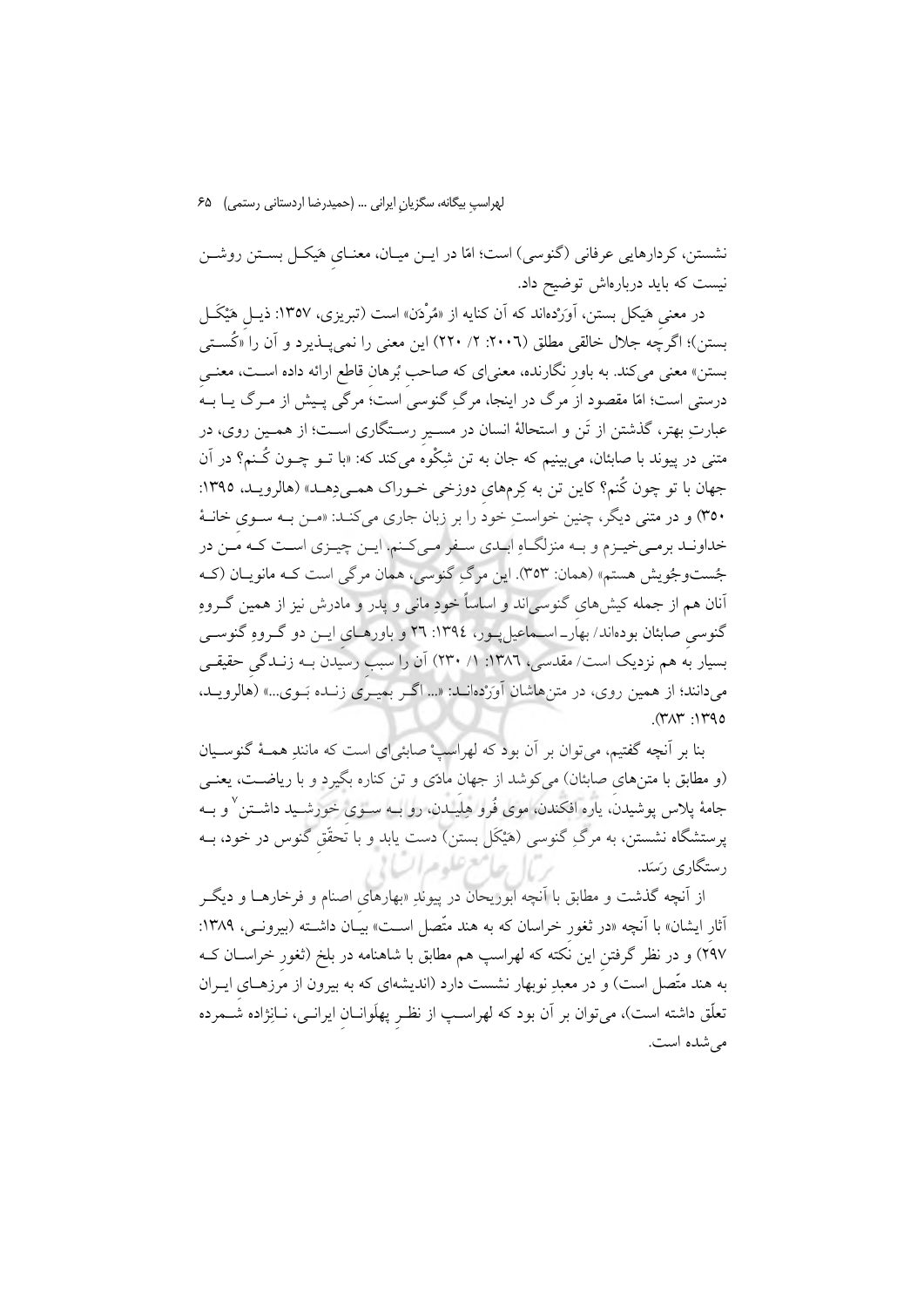نشستن، کردارهایی عرفانی (گنوسی) است؛ امّا در این میان، معنایِ هَیکل بستن روشن نیست که باید درباره‌اش توضیح داد.

در معنیِ هَیکل بستن، آوَرْده‌اند که آن کنایه از «مُرْدَن» است (تبریزی، ۱۳۵۷: ذیلِ هَیْکَل بستن)؛ اگرچه جلال خالقی مطلق (۲۰۰۶: ۲/ ۲۲۰) این معنی را نمی‌پذیرد و آن را «کُستی بستن» معنی می‌کند. به باورِ نگارنده، معنی‌ای که صاحبِ بُرهانِ قاطع ارائه داده است، معنیِ درستی است؛ امّا مقصود از مرگ در اینجا، مرگِ گنوسی است؛ مرگی پیش از مرگ یا به عبارتِ بهتر، گذشتن از تَن و استحالهٔ انسان در مسیرِ رستگاری است؛ از همین روی، در متنی در پیوند با صابئان، می‌بینیم که جان به تن شِکْوِه می‌کند که: «با تو چون کُنم؟ در آن جهان با تو چون کُنم؟ کاین تن به کِرم‌های دوزخی خوراک همی‌دهد» (هالروید، ۱۳۹۵: ۳۵۰) و در متنی دیگر، چنین خواستِ خود را بر زبان جاری می‌کند: «من به سوی خانهٔ خداوند برمی‌خیزم و به منزلگاهِ ابدی سفر می‌کنم. این چیزی است که من در جُست‌وجُویش هستم» (همان: ۳۵۳). این مرگِ گنوسی، همان مرگی است که مانویان (که آنان هم از جمله کیش‌های گنوسی‌اند و اساساً خودِ مانی و پدر و مادرش نیز از همین گروهِ گنوسیِ صابئان بوده‌اند/ بهار ـ اسماعیل‌پور، ۱۳۹٤: ۲٦ و باورهای این دو گروهِ گنوسی بسیار به هم نزدیک است/ مقدسی، ۱۳۸٦: ۱/ ۲۳۰) آن را سببِ رسیدن به زندگیِ حقیقی می‌دانند؛ از همین روی، در متن‌هاشان آوَرْده‌اند: «... اگر بمیری زنده بَوی...» (هالروید، ۱۳۹۵: ۳۸۳).

بنا بر آنچه گفتیم، می‌توان بر آن بود که لهراسپْ صابئی‌ای است که مانندِ همهٔ گنوسیان (و مطابق با متن‌های صابئان) می‌کوشد از جهانِ مادّی و تن کناره بگیرد و با ریاضت، یعنی جامهٔ پلاس پوشیدن، یاره افکندن، موی فُرو هِلیدن، رو به سوی خورشید داشتن[۷] و به پرستشگاه نشستن، به مرگِ گنوسی (هَیْکَل بستن) دست یابد و با تَحقّقِ گنوس در خود، به رستگاری رَسَد.

از آنچه گذشت و مطابق با آنچه ابوریحان در پیوندِ «بهارهای اصنام و فرخارها و دیگر آثار ایشان» با آنچه «در ثغورِ خراسان که به هند متّصل است» بیان داشته (بیرونی، ۱۳۸۹: ۲۹۷) و در نظر گرفتنِ این نکته که لهراسپ هم مطابق با شاهنامه در بلخ (ثغورِ خراسان که به هند متّصل است) و در معبدِ نوبهار نشست دارد (اندیشه‌ای که به بیرون از مرزهای ایران تعلّق داشته است)، می‌توان بر آن بود که لهراسپ از نظرِ پهلَوانانِ ایرانی، نانِژاده شمرده می‌شده است.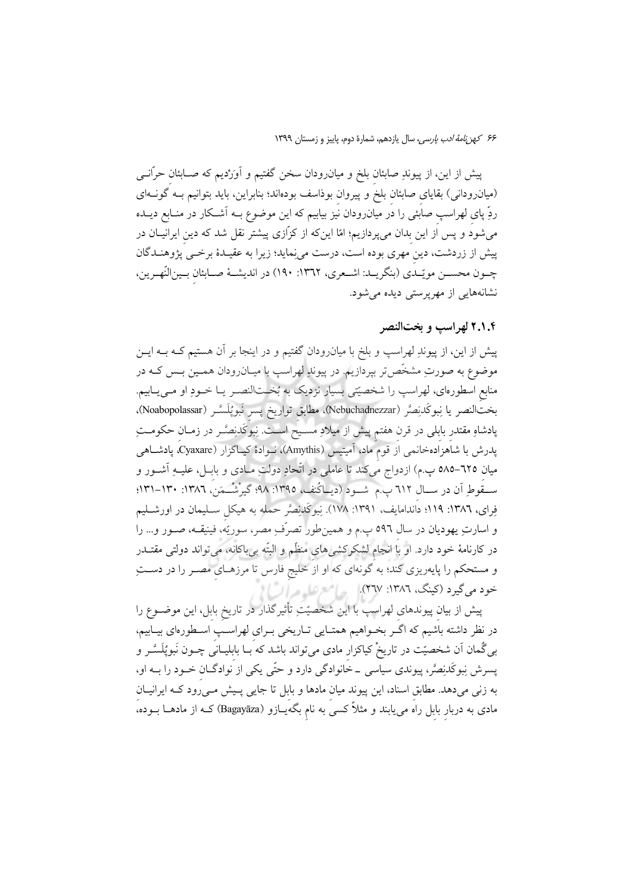پیش از این، از پیوندِ صابئانِ بلخ و میان‌رودان سخن گفتیم و آوَردیم که صـابئانِ حرّانـی (میان‌رودانی) بقایای صابئان بلخ و پیروان بوذاسف بوده‌اند؛ بنابراین، باید بتوانیم بـه گونـه‌ای ردِّ پای لهراسپِ صابئی را در میان‌رودان نیز بیابیم که این موضوع بـه آشـکار در منـابع دیـده می‌شود و پس از این بدان می‌پردازیم؛ امّا این‌که از کزّازی پیشتر نقل شد که دینِ ایرانیـان در پیش از زردشت، دینِ مهری بوده است، درست می‌نماید؛ زیرا به عقیـدهٔ برخـی پژوهنـدگان چـون محسـن مویّـدی (بنگریـد: اشـعری، ۱۳۶۲: ۱۹۰) در اندیشـهٔ صـابئانِ بـین‌النّهـرین، نشانه‌هایی از مهرپرستی دیده می‌شود.

### ۲.۱.۴ لهراسپ و بخت‌النصر

پیش از این، از پیوندِ لهراسپ و بلخ با میان‌رودان گفتیم و در اینجا بر آن هستیم کـه بـه ایـن موضوع به صورتِ مشخّص‌تر بپردازیم. در پیوندِ لهراسپ با میـان‌رودان همـین بـس کـه در منابعِ اسطوره‌ای، لهراسپ را شخصیّتی بسیار نزدیک به بُخـت‌النصـر یـا خـودِ او مـی‌یـابیم. بخت‌النصر یا نِبوکَدنِصَّر (Nebuchadnezzar)، مطابقِ تواریخ پسرِ نَبوپُلَسَّر (Noabopolassar)، پادشاهِ مقتدر بابلی در قرن هفتم پیش از میلادِ مسـیح اسـت. نبوکَدنِصَّـر در زمـان حکومـتِ پدرش با شاهزاده‌خانمی از قومِ ماد، آمیتیس (Amythis)، نـوادهٔ کیـاکزار (Cyaxare، پادشـاهی میان ۶۲۵–۵۸۵ پ.م) ازدواج می‌کند تا عاملی در اتّحادِ دولتِ مـادی و بابـل، علیـهِ آشـور و سـقوطِ آن در سـال ۶۱۲ پ.م شـود (دیـاکُنف، ۱۳۹۵: ۹۸؛ گیرْشْـمَن، ۱۳۸۶: ۱۳۰–۱۳۱؛ فِرای، ۱۳۸۶: ۱۱۹؛ داندامایف، ۱۳۹۱: ۱۷۸). نِبوکَدنِصَّر حمله به هیکلِ سـلیمان در اورشـلیم و اسارتِ یهودیان در سال ۵۹۶ پ.م و همین‌طور تصرّفِ مصر، سوریّه، فینیقـه، صـور و... را در کارنامهٔ خود دارد. او با انجامِ لشکرکشی‌های منظّم و البتّه بی‌باکانه، می‌تواند دولتی مقتـدر و مستحکم را پایه‌ریزی کند؛ به گونه‌ای که او از خلیجِ فارس تا مرزهـای مصـر را در دسـتِ خود می‌گیرد (کینگ، ۱۳۸۶: ۲۶۷).

پیش از بیانِ پیوندهای لهراسپ با این شخصیّتِ تأثیرگذار در تاریخِ بابل، این موضـوع را در نظر داشته باشیم که اگـر بخـواهیم همتـایی تـاریخی بـرای لهراسـپِ اسـطوره‌ای بیـابیم، بی‌گُمان آن شخصیّت در تاریخْ کیاکزارِ مادی می‌تواند باشد که بـا بابلیـانی چـون نَبوپُلَسَّـر و پسرش نِبوکَدنِصَّر، پیوندی سیاسی ـ خانوادگی دارد و حتّی یکی از نوادگـان خـود را بـه او، به زنی می‌دهد. مطابقِ اسناد، این پیوند میان مادها و بابل تا جایی پـیش مـی‌رود کـه ایرانیـان مادی به دربارِ بابل راه می‌یابند و مثلاً کسی به نامِ بگه‌یـازو (Bagayāzu) کـه از مادهـا بـوده،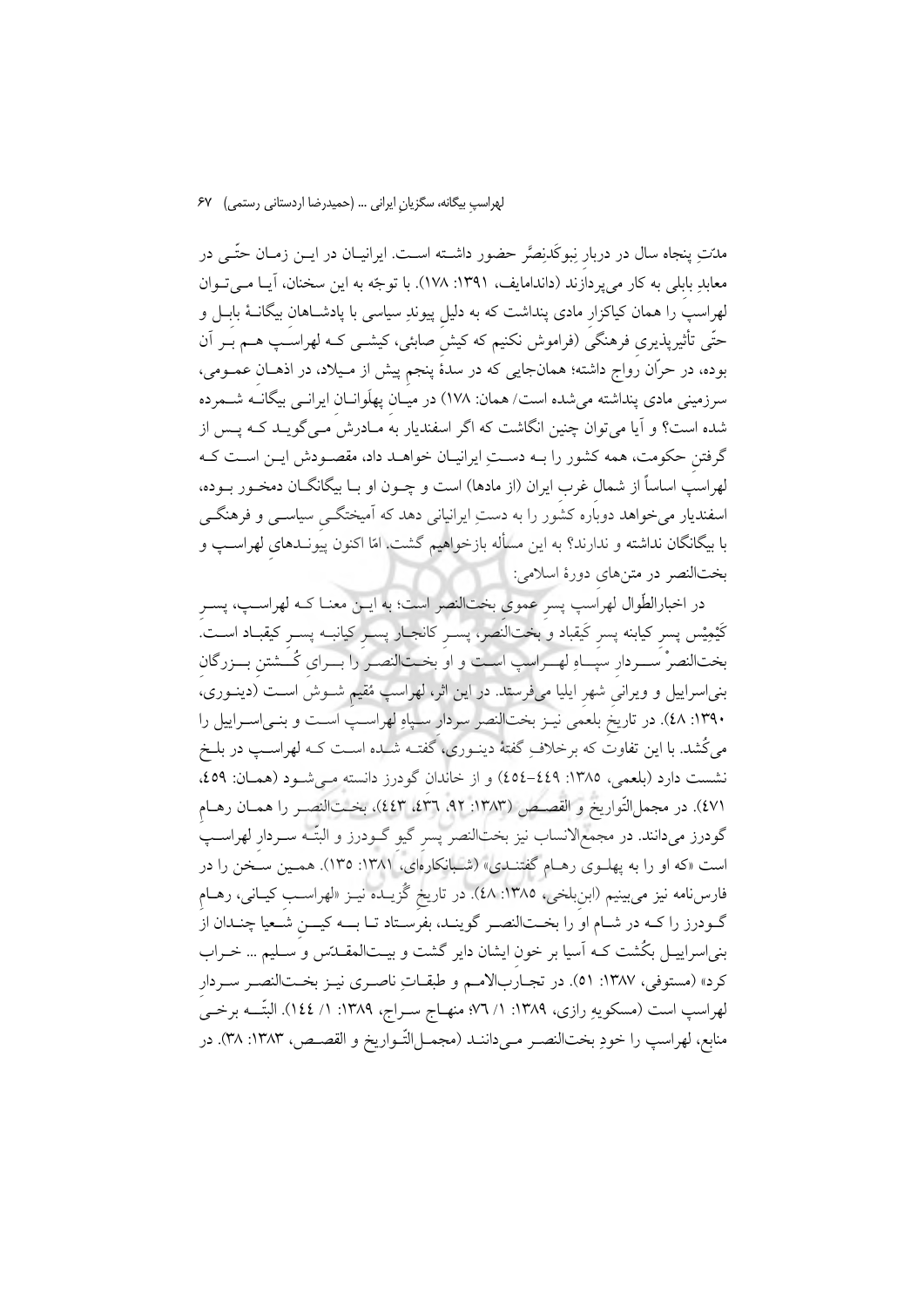مدّتِ پنجاه سال در دربارِ نبوکَدنِصَّر حضور داشته است. ایرانیان در این زمان حتّی در معابدِ بابلی به کار می‌پرداخَتند (داندامایف، ۱۳۹۱: ۱۷۸). با توجّه به این سخنان، آیا می‌توان لهراسپ را همان کیاکزارِ مادی پنداشت که به دلیلِ پیوندِ سیاسی با پادشاهان بیگانهٔ بابل و حتّی تأثیرپذیری فرهنگی (فراموش نکنیم که کیشِ صابئی، کیشی که لهراسپ هم بر آن بوده، در حرّان رواج داشته؛ همان‌جایی که در سدهٔ پنجم پیش از میلاد، در اذهانِ عمومی، سرزمینی مادی پنداشته می‌شده است/ همان: ۱۷۸) در میانِ پهلَوانانِ ایرانی بیگانه شمرده شده است؟ و آیا می‌توان چنین انگاشت که اگر اسفندیار به مادرش می‌گوید که پس از گرفتنِ حکومت، همه کشور را به دستِ ایرانیان خواهد داد، مقصودش این است که لهراسپ اساساً از شمالِ غربِ ایران (از مادها) است و چون او با بیگانگان دمخور بوده، اسفندیار می‌خواهد دوباره کشور را به دستِ ایرانیانی دهد که آمیختگیِ سیاسی و فرهنگی با بیگانگان نداشته و ندارند؟ به این مسأله بازخواهیم گشت. امّا اکنون پیوندهای لهراسپ و بخت‌النصر در متن‌های دورهٔ اسلامی:

در اخبارالطِّوال لهراسپ پسرِ عموی بخت‌النصر است؛ به این معنا که لهراسپ، پسرِ کَیْمِیْس پسرِ کیابنه پسرِ کَیقباد و بخت‌النَصر، پسرِ کانجار پسرِ کیابنه پسرِ کیقباد است. بخت‌النصرْ سردارِ سپاهِ لهراسپ است و او بخت‌النصر را برای کُشتنِ بزرگانِ بنی‌اسراییل و ویرانیِ شهرِ ایلیا می‌فرستد. در این اثر، لهراسپ مُقیمِ شوش است (دینوری، ۱۳۹۰: ٤٨). در تاریخِ بلعمی نیز بخت‌النصر سردارِ سپاهِ لهراسپ است و بنی‌اسراییل را می‌کُشد. با این تفاوت که برخلافِ گفتهٔ دینوری، گفته شده است که لهراسپ در بلخ نشست دارد (بلعمی، ۱۳۸۵: ٤٤٩-٤٥٤) و از خاندانِ گودرز دانسته می‌شود (همان: ٤٥٩، ٤٧١). در مجمل‌التّواریخ و القصص (۱۳۸۳: ۹۲، ٤٣٦، ٤٤٣)، بخت‌النصر را همان رهامِ گودرز می‌دانند. در مجمع‌الانساب نیز بخت‌النصر پسرِ گیوِ گودرز و البتّه سردارِ لهراسپ است «که او را به پهلوی رهام گفتندی» (شبانکاره‌ای، ۱۳۸۱: ۱۳۵). همین سخن را در فارس‌نامه نیز می‌بینیم (ابن‌بلخی، ۱۳۸۵: ٤٨). در تاریخِ گُزیده نیز «لهراسبِ کیانی، رهامِ گودرز را که در شام او را بخت‌النصر گویند، بفرستاد تا به کینِ شعیا چندان از بنی‌اسراییل بکُشت که آسیا بر خونِ ایشان دایر گشت و بیت‌المقدّس و سلیم ... خراب کرد» (مستوفی، ۱۳۸۷: ۵۱). در تجارب‌الامم و طبقاتِ ناصری نیز بخت‌النصر سردارِ لهراسپ است (مسکویهِ رازی، ۱۳۸۹: ۱/ ۷٦؛ منهاج سراج، ۱۳۸۹: ۱/ ١٤٤). البتّه برخی منابع، لهراسپ را خودِ بخت‌النصر می‌دانند (مجمل‌التّواریخ و القصص، ۱۳۸۳: ۳۸). در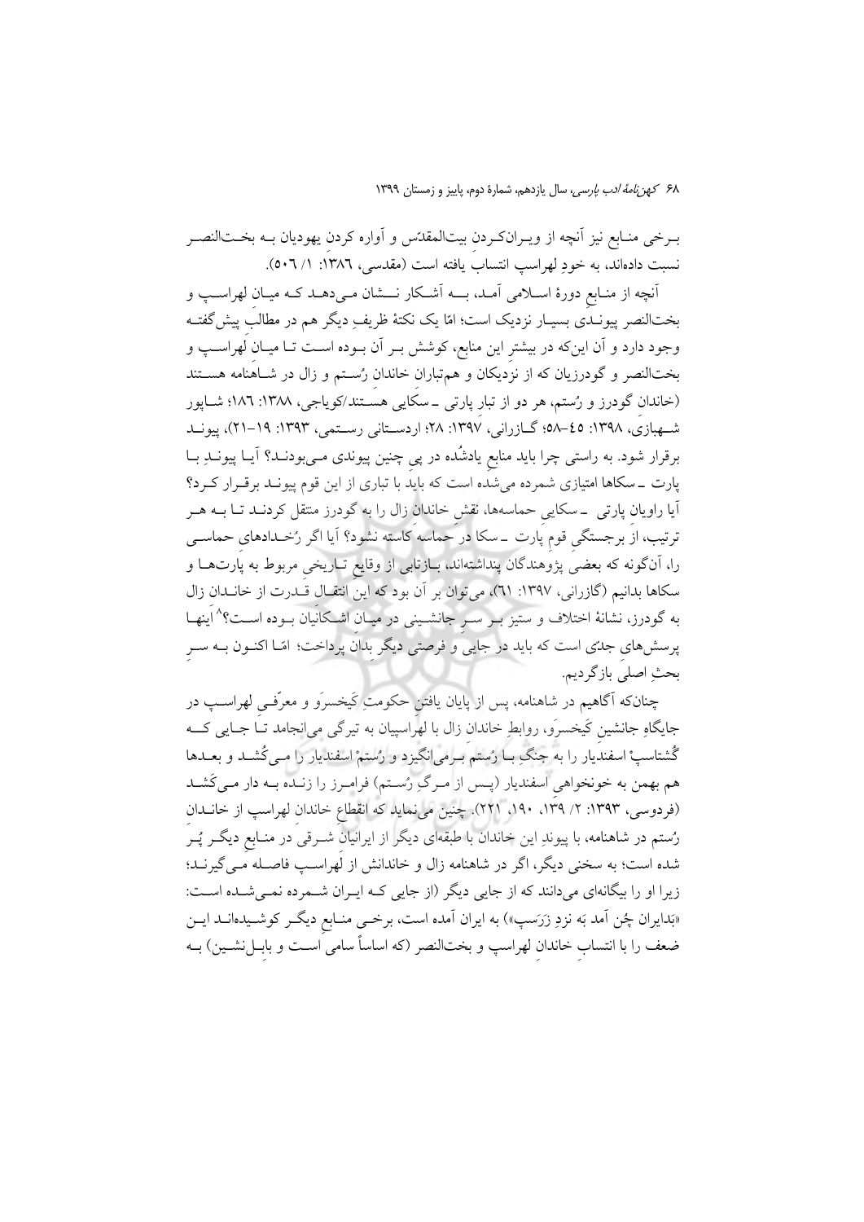برخی منابع نیز آنچه از ویران‌کردنِ بیت‌المقدّس و آواره کردنِ یهودیان بـه بخت‌النصر نسبت داده‌اند، به خودِ لهراسپ انتساب یافته است (مقدسی، ۱۳۸۶: ۱/ ۵۰۶).

آنچه از منابعِ دورهٔ اسلامی آمد، بـه آشکار نشان می‌دهد کـه میانِ لهراسپ و بخت‌النصر پیوندی بسیار نزدیک است؛ امّا یک نکتهٔ ظریفِ دیگر هم در مطالبِ پیش‌گفته وجود دارد و آن این‌که در بیشترِ این منابع، کوشش بـر آن بـوده اسـت تـا میانِ لهراسپ و بخت‌النصر و گودرزیان که از نزدیکان و هم‌تبارانِ خاندانِ رُستم و زال در شاهنامه هستند (خاندان گودرز و رُستم، هر دو از تبار پارتی ـ سکایی هستند/کویاجی، ۱۳۸۸: ۱۸۶؛ شاپور شهبازی، ۱۳۹۸: ۴۵–۵۸؛ گـازرانی، ۱۳۹۷: ۲۸؛ اردستانی رستمی، ۱۳۹۳: ۱۹–۲۱)، پیوند برقرار شود. به راستی چرا باید منابعِ یادشُده در پیِ چنین پیوندی می‌بودند؟ آیـا پیونـدِ بـا پارت ـ سکاها امتیازی شمرده می‌شده است که باید با تباری از این قوم پیوند برقرار کـرد؟ آیا راویانِ پارتی ـ سکاییِ حماسه‌ها، نقشِ خاندانِ زال را به گودرز منتقل کردنـد تـا بـه هـر ترتیب، از برجستگیِ قومِ پارت ـ سکا در حماسه کاسته نشود؟ آیا اگر رُخـدادهای حماسـی را، آن‌گونه که بعضی پژوهندگان پنداشته‌اند، بـازتابی از وقایعِ تـاریخیِ مربوط به پارت‌هـا و سکاها بدانیم (گازرانی، ۱۳۹۷: ۶۱)، می‌توان بر آن بود که این انتقـال قـدرت از خانـدان زال به گودرز، نشانهٔ اختلاف و ستیز بـر سـرِ جانشـینی در میـان اشـکانیان بـوده اسـت؟[۸] اینهـا پرسش‌های جدّی است که باید در جایی و فرصتی دیگر بدان پرداخت؛ امّـا اکنـون بـه سـرِ بحثِ اصلی بازگردیم.

چنان‌که آگاهیم در شاهنامه، پس از پایان یافتنِ حکومتِ کَیخسرَو و معرّفـیِ لهراسـپ در جایگاهِ جانشینِ کَیخسرَو، روابطِ خاندان زال با لهراسپیان به تیرگی می‌انجامد تـا جـایی کـه گُشتاسپْ اسفندیار را به جنگِ بـا رُستم بـرمی‌انگیزد و رُستمْ اسفندیار را مـی‌کُشـد و بعـدها هم بهمن به خونخواهیِ اسفندیار (پـس از مـرگِ رُسـتم) فرامـرز را زنـده بـه دار مـی‌کَشـد (فردوسی، ۱۳۹۳: ۲/ ۱۳۹، ۱۹۰، ۲۲۱). چنین می‌نماید که انقطاعِ خاندان لهراسپ از خانـدانِ رُستم در شاهنامه، با پیوندِ این خاندان با طبقه‌ای دیگر از ایرانیانِ شـرقی در منـابعِ دیگـر پُـر شده است؛ به سخنی دیگر، اگر در شاهنامه زال و خاندانش از لهراسـپ فاصـله مـی‌گیرنـد؛ زیرا او را بیگانه‌ای می‌دانند که از جایی دیگر (از جایی کـه ایـران شـمرده نمـی‌شـده اسـت: «بَدایران چُن آمد بَه نزدِ زَرَسپ») به ایران آمده است، برخـی منـابعِ دیگـر کوشـیده‌انـد ایـن ضعف را با انتسابِ خاندانِ لهراسپ و بخت‌النصر (که اساساً سامی اسـت و بابِـل‌نشـین) بـه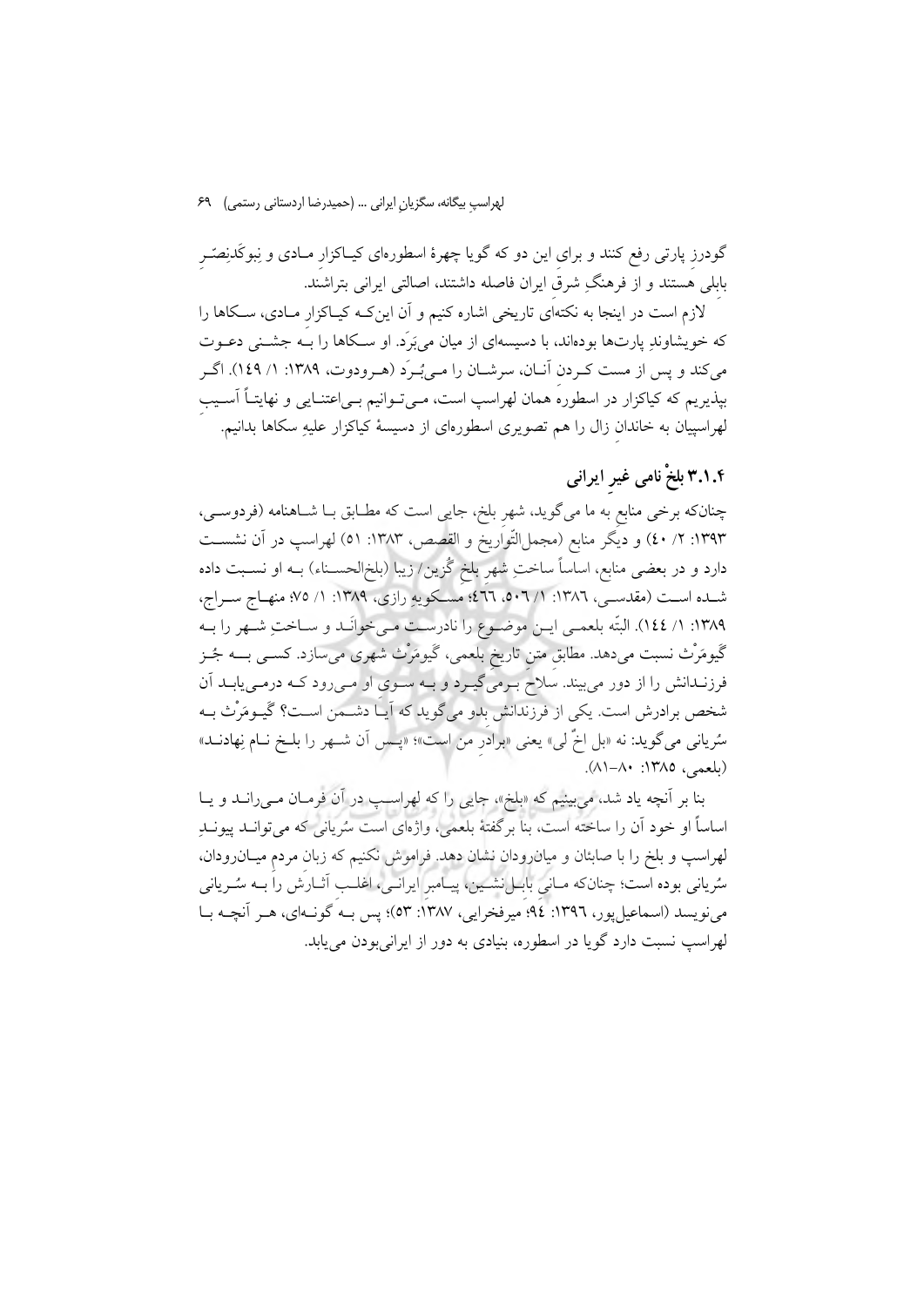گودرزِ پارتی رفع کنند و برای این دو که گویا چهرهٔ اسطوره‌ای کیاکزارِ مادی و نبوکَدنِصّرِ بابلی هستند و از فرهنگِ شرقِ ایران فاصله داشتند، اصالتی ایرانی بتراشند.

لازم است در اینجا به نکته‌ای تاریخی اشاره کنیم و آن این‌که کیاکزارِ مادی، سکاها را که خویشاوندِ پارت‌ها بوده‌اند، با دسیسه‌ای از میان می‌بَرَد. او سکاها را به جشنی دعوت می‌کند و پس از مست کردن آنان، سرشان را می‌بُرَد (هرودوت، ۱۳۸۹: ۱/ ۱۴۹). اگر بپذیریم که کیاکزار در اسطوره همان لهراسپ است، می‌توانیم بی‌اعتنایی و نهایتاً آسیبِ لهراسپیان به خاندانِ زال را هم تصویری اسطوره‌ای از دسیسهٔ کیاکزار علیهِ سکاها بدانیم.

### ۳.۱.۴ بلخْ نامی غیرِ ایرانی

چنان‌که برخی منابع به ما می‌گوید، شهرِ بلخ، جایی است که مطابق با شاهنامه (فردوسی، ۱۳۹۳: ۲/ ٤٠) و دیگر منابع (مجمل‌التّواریخ و القصص، ۱۳۸۳: ۵۱) لهراسپ در آن نشست دارد و در بعضی منابع، اساساً ساختِ شهرِ بلخِ گُزین/ زیبا (بلخ‌الحسناء) به او نسبت داده شده است (مقدسی، ۱۳۸۶: ۱/ ٥٠٦، ٤٦٦؛ مسکویهِ رازی، ۱۳۸۹: ۱/ ۷۵؛ منهاج سراج، ۱۳۸۹: ۱/ ١٤٤). البتّه بلعمی این موضوع را نادرست می‌خوانَد و ساختِ شهر را به گیومَرْث نسبت می‌دهد. مطابقِ متنِ تاریخِ بلعمی، گیومَرْث شهری می‌سازد. کسی به جُز فرزندانش را از دور می‌بیند. سلاح برمی‌گیرد و به سوی او می‌رود که درمی‌یابد آن شخص برادرش است. یکی از فرزندانش بدو می‌گوید که آیا دشمن است؟ گیومَرْث به سُریانی می‌گوید: نه «بل اخٌ لی» یعنی «برادرِ من است»؛ «پس آن شهر را بلخ نام نِهادند» (بلعمی، ۱۳۸۵: ۸۰–۸۱).

بنا بر آنچه یاد شد، می‌بینیم که «بلخ»، جایی را که لهراسپ در آن فرمان می‌رانَد و یا اساساً او خود آن را ساخته است، بنا برگفتهٔ بلعمی، واژه‌ای است سُریانی که می‌توانَد پیوندِ لهراسپ و بلخ را با صابئان و میان‌رودان نشان دهد. فراموش نکنیم که زبان مردم میان‌رودان، سُریانی بوده است؛ چنان‌که مانی بابِل‌نشین، پیامبرِ ایرانی، اغلبِ آثارش را به سُریانی می‌نویسد (اسماعیل‌پور، ۱۳۹٦: ۹٤؛ میرفخرایی، ۱۳۸۷: ۵۳)؛ پس به گونه‌ای، هر آنچه با لهراسپ نسبت دارد گویا در اسطوره، بنیادی به دور از ایرانی‌بودن می‌یابد.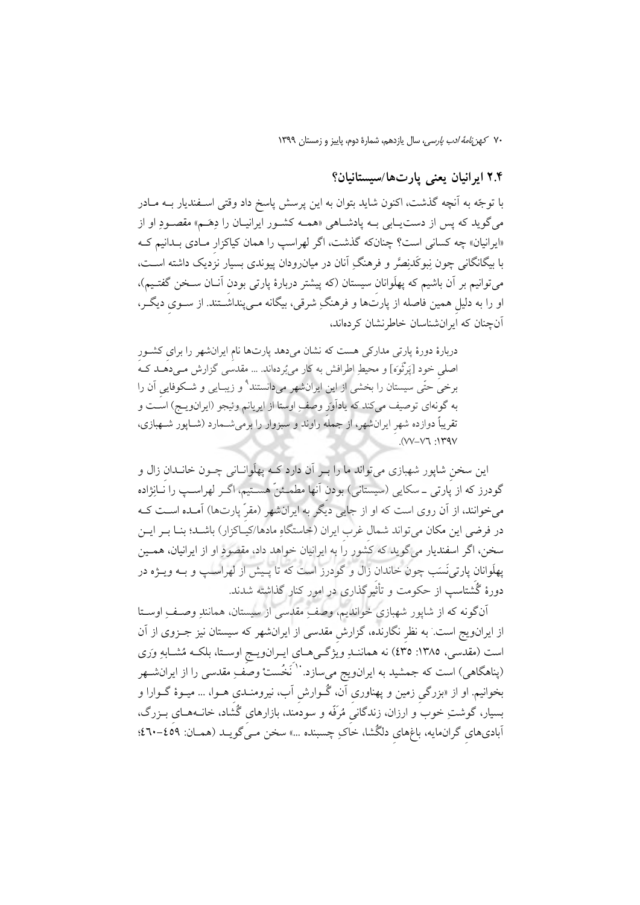## ۲.۴ ایرانیان یعنی پارت‌ها/سیستانیان؟

با توجّه به آنچه گذشت، اکنون شاید بتوان به این پرسش پاسخ داد وقتی اسفندیار به مادر می‌گوید که پس از دست‌یابی به پادشاهی «همه کشور ایرانیان را دِهَم» مقصودِ او از «ایرانیان» چه کسانی است؟ چنان‌که گذشت، اگر لهراسپ را همان کیاکزارِ مادی بدانیم که با بیگانگانی چون نبوکَدنِصَّر و فرهنگ آنان در میان‌رودان پیوندی بسیار نزدیک داشته است، می‌توانیم بر آن باشیم که پهلَوانان سیستان (که پیشتر دربارهٔ پارتی بودن آنان سخن گفتیم)، او را به دلیلِ همین فاصله از پارت‌ها و فرهنگِ شرقی، بیگانه می‌پنداشتند. از سوی دیگر، آن‌چنان که ایران‌شناسان خاطرنشان کرده‌اند،

> دربارهٔ دورهٔ پارتی مدارکی هست که نشان می‌دهد پارت‌ها نام ایرانشهر را برای کشورِ اصلیِ خود [پَرثَوَه] و محیطِ اطرافش به کار می‌بُرده‌اند. ... مقدسی گزارش می‌دهد که برخی حتّی سیستان را بخشی از این ایرانشهر می‌دانستند[9] و زیبایی و شکوفایی آن را به گونه‌ای توصیف می‌کند که یادآورِ وصفِ اوستا از ایریانم وئیجو (ایرانویج) است و تقریباً دوازده شهرِ ایرانشهر، از جملهٔ راوند و سبزوار را برمی‌شمارد (شاپور شهبازی، ۱۳۹۷: ۷۶-۷۷).

این سخنِ شاپور شهبازی می‌تواند ما را بر آن دارد که پهلَوانانی چون خاندان زال و گودرز که از پارتی ـ سکایی (سیستانی) بودنِ آنها مطمئن هستیم، اگر لهراسپ را نانِژاده می‌خوانند، از آن روی است که او از جایی دیگر به ایرانشهر (مقرِّ پارت‌ها) آمده است که در فرضی این مکان می‌تواند شمال غربِ ایران (خاستگاهِ مادها/کیاکزار) باشد؛ بنا بر این سخن، اگر اسفندیار می‌گوید که کشور را به ایرانیان خواهد داد، مقصودِ او از ایرانیان، همین پهلَوانانِ پارتی‌نَسَب چون خاندان زال و گودرز است که تا پیش از لهراسپ و به ویژه در دورهٔ گُشتاسپ از حکومت و تأثیرگذاری در امور کنار گذاشته شدند.

آن‌گونه که از شاپور شهبازی خواندیم، وصفِ مقدسی از سیستان، همانندِ وصفِ اوستا از ایرانویج است. به نظرِ نگارنده، گزارشِ مقدسی از ایرانشهر که سیستان نیز جزوی از آن است (مقدسی، ۱۳۸۵: ۴۳۵) نه همانندِ ویژگی‌های ایرانویجِ اوستا، بلکه مُشابهِ وَرِی (پناهگاهی) است که جمشید به ایرانویج می‌سازد.[10] نَخُست وصفِ مقدسی را از ایرانشهر بخوانیم. او از «بزرگیِ زمین و پهناوریِ آن، گُوارشِ آب، نیرومندیِ هوا، ... میوهٔ گوارا و بسیار، گوشتِ خوب و ارزان، زندگانیِ مُرَفَّه و سودمند، بازارهای گُشاد، خانه‌های بزرگ، آبادی‌های گران‌مایه، باغ‌های دلگُشا، خاکِ چسبنده ...» سخن می‌گوید (همان: ۴۵۹-۴۶۰؛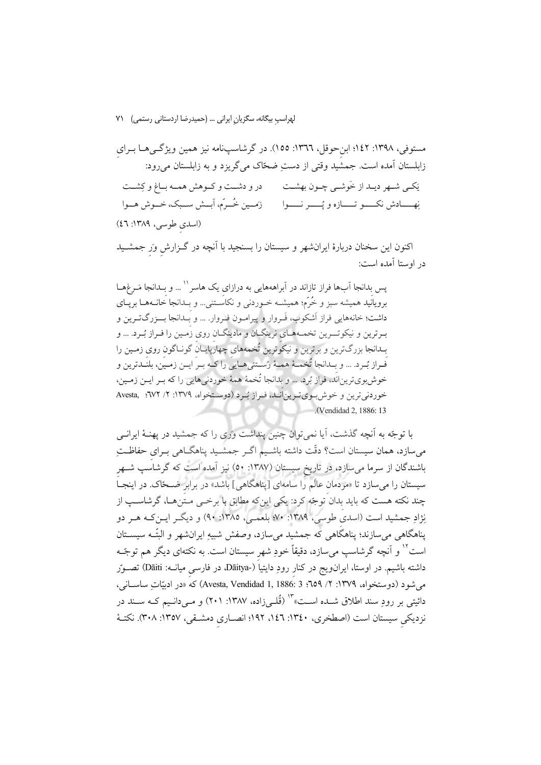مستوفی، ۱۳۹۸: ۱۴۲؛ ابن‌حوقل، ۱۳۶۶: ۱۵۵). در گرشاسپ‌نامه نیز همین ویژگی‌ها بـرای زابلستان آمده است. جمشید وقتی از دستِ ضحّاک می‌گریزد و به زابلستان می‌رود:

یَکی شـهر دیـد از خَوشـی چـون بهشـت — در و دشـت و کـوهش همـه بـاغ و کِشـت

نِهـادش نکـو تـازه و پُـر نـوا — زَمـین خُـرّم، آبـش سـبک، خـوش هـوا

(اسدیِ طوسی، ۱۳۸۹: ۴۶)

اکنون این سخنان دربارهٔ ایران‌شهر و سیستان را بسنجید با آنچه در گـزارشِ وَرِ جمشـید در اوستا آمده است:

> پس بدانجا آب‌ها فراز تازاند در آبراهه‌هایی به درازای یک هاسر[11] ... و بـدانجا مَـرغ‌هـا برویانَید همیشه سبز و خُرّم؛ همیشـه خـوردنی و نکاسـتنی... و بـدانجا خانـه‌هـا برپـای داشت؛ خانه‌هایی فراز اَشکوب، فَـروار و پیرامـون فـروار. ... و بـدانجا بـزرگ‌تـرین و بـرترین و نیکوتـرین تخمـه‌هـای نرینگـان و مادینگـان روی زمـین را فـراز بُـرد. ... و بـدانجا بزرگ‌ترین و برترین و نیکوترین تُخمه‌های چهارپایـان گونـاگونِ روی زمـین را فَـراز بُـرد. ... و بـدانجا تُخمـهٔ همـهٔ رُسـتنی‌هـایی را کـه بـر ایـن زمـین، بلنـدترین و خوش‌بوی‌ترین‌اند، فراز بُرد. ... و بدانجا تُخمهٔ همهٔ خوردنی‌هایی را که بـر ایـن زمـین، خوردنی‌ترین و خوش‌بـوی‌تـرین‌انـد، فـراز بُـرد (دوسـتخواه، ۱۳۷۹: ۲/ ۶۷۲؛ Avesta, Vendidad 2, 1886: 13).

با توجّه به آنچه گذشت، آیا نمی‌توان چنین پنداشت وَری را که جمشید در پهنـهٔ ایرانـی می‌سازد، همان سیستان است؟ دقّت داشته باشـیم اگـر جمشـید پناهگـاهی بـرای حفاظـتِ باشندگان از سرما می‌سازد، در تاریخِ سیستان (۱۳۸۷: ۵۰) نیز آمده است که گرشاسپ شـهرِ سیستان را می‌سازد تا «مردمانِ عالَم را سامه‌ای [پناهگاهی] باشد» در برابرِ ضـحّاک. در اینجـا چند نکته هست که باید بدان توجّه کرد: یکی این‌که مطابق با برخـی مـتن‌هـا، گرشاسـپ از نژادِ جمشید است (اسدیِ طوسی، ۱۳۸۹: ۷۰؛ بلعمـی، ۱۳۸۵: ۹۰) و دیگـر ایـن‌کـه هـر دو پناهگاهی می‌سازند؛ پناهگاهی که جمشید می‌سازد، وصفش شبیه ایران‌شهر و البتّـه سیسـتان است[12] و آنچه گرشاسپ می‌سازد، دقیقاً خودِ شهرِ سیستان است. به نکته‌ای دیگر هم توجّـه داشته باشیم. در اوستا، ایران‌ویج در کنارِ رودِ دایتیا (-Dāitya، در فارسیِ میانـه: Dāiti) تصـوّر می‌شود (دوستخواه، ۱۳۷۹: ۲/ ۶۵۹؛ Avesta, Vendidad 1, 1886: 3) که «در ادبیّاتِ ساسـانی، دائیتی بر رودِ سند اطلاق شـده اسـت»[13] (قُلـی‌زاده، ۱۳۸۷: ۲۰۱) و مـی‌دانـیم کـه سـند در نزدیکیِ سیستان است (اصطخری، ۱۳۴۰: ۱۴۶، ۱۹۲؛ انصـاریِ دمشـقی، ۱۳۵۷: ۳۰۸). نکتـهٔ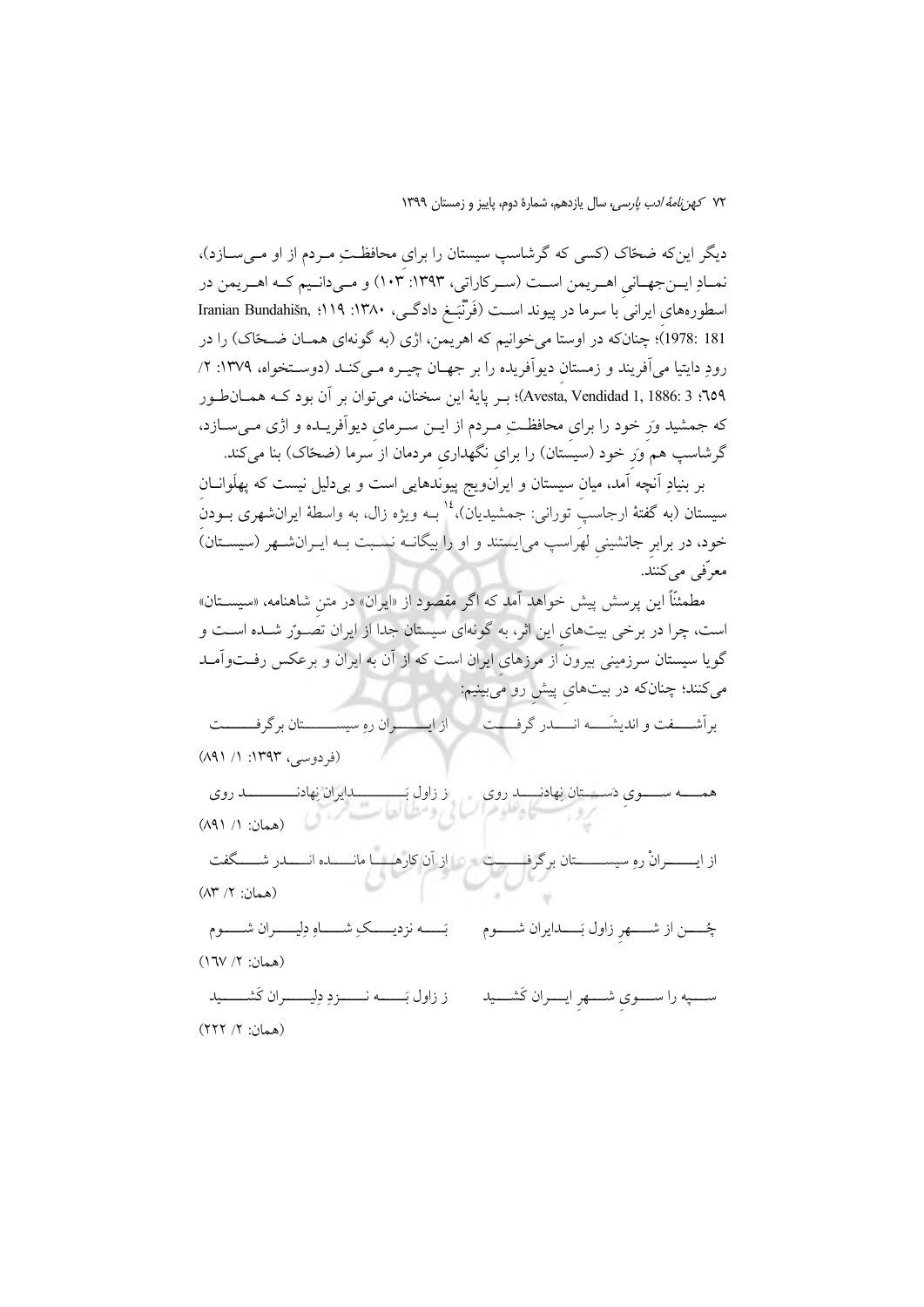دیگر این‌که ضحّاک (کسی که گرشاسپ سیستان را برای محافظتِ مـردم از او مـی‌سـازد)، نمـادِ ایـن‌جهـانیِ اهـریمن اسـت (سـرکاراتی، ۱۳۹۳: ۱۰۳) و مـی‌دانـیم کـه اهـریمن در اسطوره‌های ایرانی با سرما در پیوند اسـت (فَرَنْبَغ دادگـی، ۱۳۸۰: ۱۱۹؛ Iranian Bundahišn, 1978: 181)؛ چنان‌که در اوستا می‌خوانیم که اهریمن، اژی (به گونه‌ای همـان ضـحّاک) را در رودِ دایتیا می‌آفریند و زمستانِ دیوآفریده را بر جهـان چیـره مـی‌کنـد (دوسـتخواه، ۱۳۷۹: ۲/ ٦٥٩؛ Avesta, Vendidad 1, 1886: 3)؛ بـر پایهٔ این سخنان، می‌توان بر آن بود کـه همـان‌طـور که جمشید وَرِ خود را برای محافظـتِ مـردم از ایـن سـرمای دیوآفریـده و اژی مـی‌سـازد، گرشاسپ هم وَرِ خود (سیستان) را برای نگهداری مردمان از سرما (ضحّاک) بنا می‌کند.

بر بنیادِ آنچه آمد، میانِ سیستان و ایرانویج پیوندهایی است و بی‌دلیل نیست که پهلَوانـان سیستان (به گفتهٔ ارجاسپِ تورانی: جمشیدیان)،[14] بـه ویژه زال، به واسطهٔ ایرانشهری بـودنِ خود، در برابرِ جانشینیِ لهراسپ می‌ایستند و او را بیگانـه نسـبت بـه ایـرانشـهر (سیسـتان) معرّفی می‌کنند.

مطمئنّاً این پرسش پیش خواهد آمد که اگر مقصود از «ایران» در متنِ شاهنامه، «سیسـتان» است، چرا در برخی بیت‌های این اثر، به گونه‌ای سیستان جدا از ایران تصـوّر شـده اسـت و گویا سیستان سرزمینی بیرون از مرزهای ایران است که از آن به ایران و برعکس رفـت‌وآمـد می‌کنند؛ چنان‌که در بیت‌های پیشِ رو می‌بینیم:

برآشـفت و اندیشـه انـدر گرفـت | از ایـران رهِ سیسـتان برگرفـت

(فردوسی، ۱۳۹۳: ۱/ ۸۹۱)

همـه سـوی دَسـتان نهادنـد روی | ز زاول بـدایران نهادنـد روی

(همان: ۱/ ۸۹۱)

از ایـرانْ رهِ سیسـتان برگرفـت | از آن کارهـا مانـده انـدر شـگفت

(همان: ۲/ ۸۳)

چُـن از شـهرِ زاول بَـدایران شـوم | بَـه نزدیـکِ شـاهِ دلیـران شـوم

(همان: ۲/ ۱٦۷)

سـپه را سـوی شـهرِ ایـران کَشـید | ز زاول بَـه نـزدِ دلیـران کَشـید

(همان: ۲/ ۲۲۲)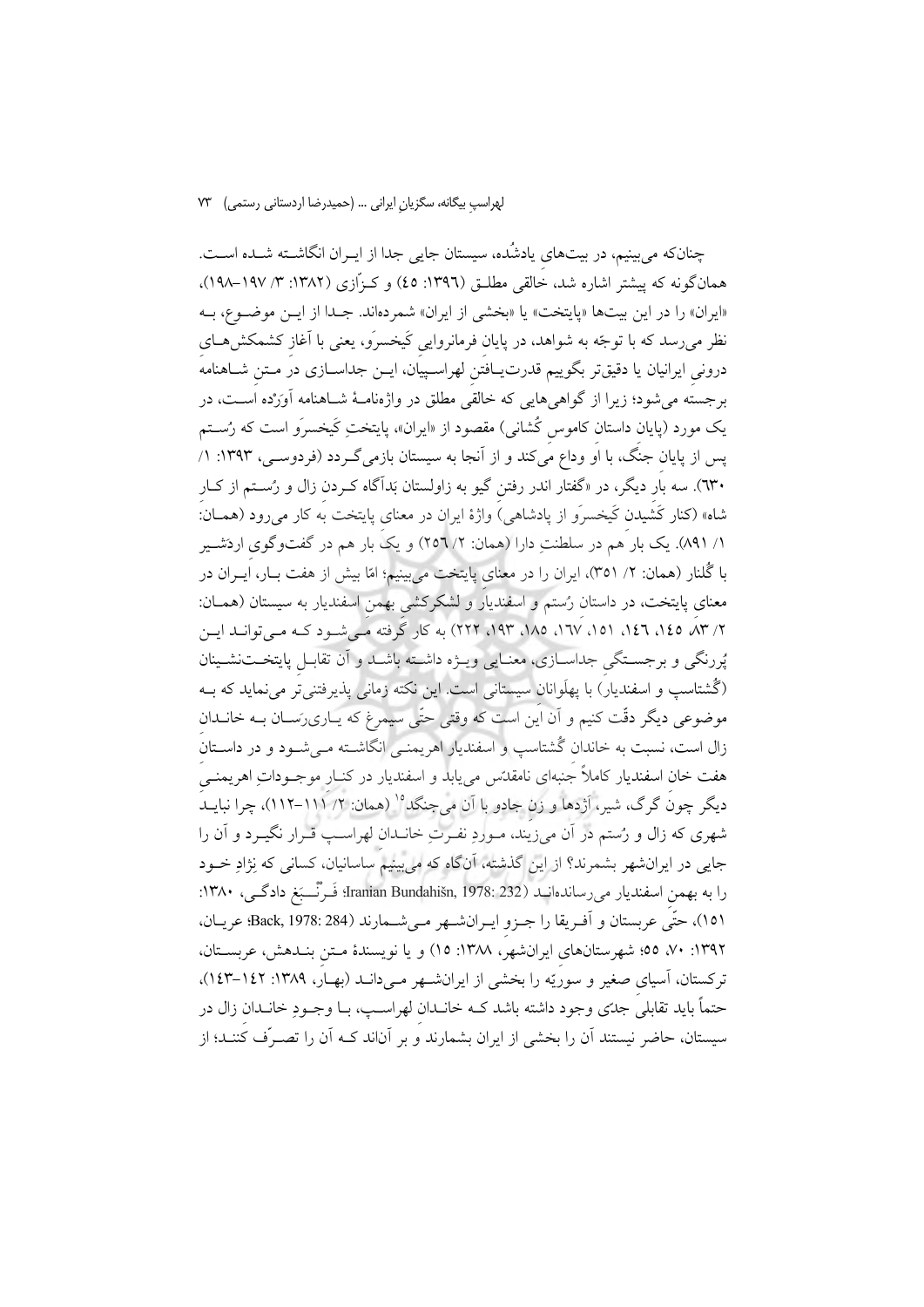چنان‌که می‌بینیم، در بیت‌های یادشُده، سیستان جایی جدا از ایـران انگاشـته شـده اسـت. همان‌گونه که پیشتر اشاره شد، خالقی مطلـق (۱۳۹٦: ٤٥) و کـزّازی (۱۳۸۲: ۳/ ۱۹۷–۱۹۸)، «ایران» را در این بیت‌ها «پایتخت» یا «بخشی از ایران» شمرده‌اند. جـدا از ایـن موضـوع، بـه نظر می‌رسد که با توجّه به شواهد، در پایانِ فرمانروایی کَیخسرَو، یعنی با آغازِ کشمکش‌هـای درونی ایرانیان یا دقیق‌تر بگوییم قدرت‌یـافتنِ لهراسـپیان، ایـن جداسـازی در مـتنِ شـاهنامه برجسته می‌شود؛ زیرا از گواهی‌هایی که خالقی مطلق در واژه‌نامـهٔ شـاهنامه آوَرْده اسـت، در یک مورد (پایانِ داستان کاموسِ کُشانی) مقصود از «ایران»، پایتختِ کَیخسرَو است که رُسـتم پس از پایانِ جنگ، با او وداع می‌کند و از آنجا به سیستان بازمی‌گـردد (فردوسـی، ۱۳۹۳: ۱/ ٦۳۰). سه بارِ دیگر، در «گفتار اندر رفتنِ گیو به زاولستان بَدآگاه کـردنِ زال و رُسـتم از کـارِ شاه» (کنار کَشیدنِ کَیخسرَو از پادشاهی) واژهٔ ایران در معنای پایتخت به کار می‌رود (همـان: ۱/ ۸۹۱). یک بار هم در سلطنتِ دارا (همان: ۲/ ۲٥٦) و یک بار هم در گفت‌وگوی اردَشـیر با گُلنار (همان: ۲/ ۳٥۱)، ایران را در معنای پایتخت می‌بینیم؛ امّا بیش از هفت بـار، ایـران در معنای پایتخت، در داستان رُستم و اسفندیار و لشکرکشیِ بهمن اسفندیار به سیستان (همـان: ۲/ ۸۳، ۱٤٥، ۱٤٦، ۱٥۱، ۱٦۷، ۱۸٥، ۱۹۳، ۲۲۲) به کار گرفته مـی‌شـود کـه مـی‌توانـد ایـن پُررنگی و برجسـتگیِ جداسـازی، معنـایی ویـژه داشـته باشـد و آن تقابـلِ پایتخـت‌نشـینان (گُشتاسپ و اسفندیار) با پهلَوانانِ سیستانی است. این نکته زمانی پذیرفتنی‌تر می‌نماید که بـه موضوعی دیگر دقّت کنیم و آن این است که وقتی حتّی سیمرغ که یـاری‌رَسـان بـه خانـدانِ زال است، نسبت به خاندان گُشتاسپ و اسفندیار اهریمنـی انگاشـته مـی‌شـود و در داسـتانِ هفت خانِ اسفندیار کاملاً جَنبه‌ای نامقدّس می‌یابد و اسفندیار در کنـارِ موجـوداتِ اهریمنـیِ دیگر چونَ گرگ، شیر، اَژدها و زنِ جادو با آن می‌جنگد[۱۰] (همان: ۲/ ۱۱۱–۱۱۲)، چرا نبایـد شهری که زال و رُستم در آن می‌زیند، مـوردِ نفـرتِ خانـدانِ لهراسـپ قـرار نگیـرد و آن را جایی در ایرانشهر بشمرند؟ از این گذشته، آن‌گاه که می‌بینیم ساسانیان، کسانی که نژادِ خـود را به بهمنِ اسفندیار می‌رساندهانـد (Iranian Bundahišn, 1978: 232؛ فَـرْنْـبَغ دادگـی، ۱۳۸۰: ۱٥۱)، حتّی عربستان و آفـریقا را جـزوِ ایـرانشـهر مـی‌شـمارند (Back, 1978: 284؛ عریـان، ۱۳۹۲: ۷۰، ٥٥؛ شهرستان‌های ایرانشهر، ۱۳۸۸: ۱٥) و یا نویسندهٔ مـتنِ بنـدهش، عربسـتان، ترکستان، آسیای صغیر و سوریّه را بخشی از ایرانشـهر مـی‌دانـد (بهـار، ۱۳۸۹: ۱٤۲–۱٤۳)، حتماً باید تقابلیِ جدّی وجود داشته باشد کـه خانـدانِ لهراسـپ، بـا وجـودِ خانـدانِ زال در سیستان، حاضر نیستند آن را بخشی از ایران بشمارند و بر آن‌اند کـه آن را تصـرّف کننـد؛ از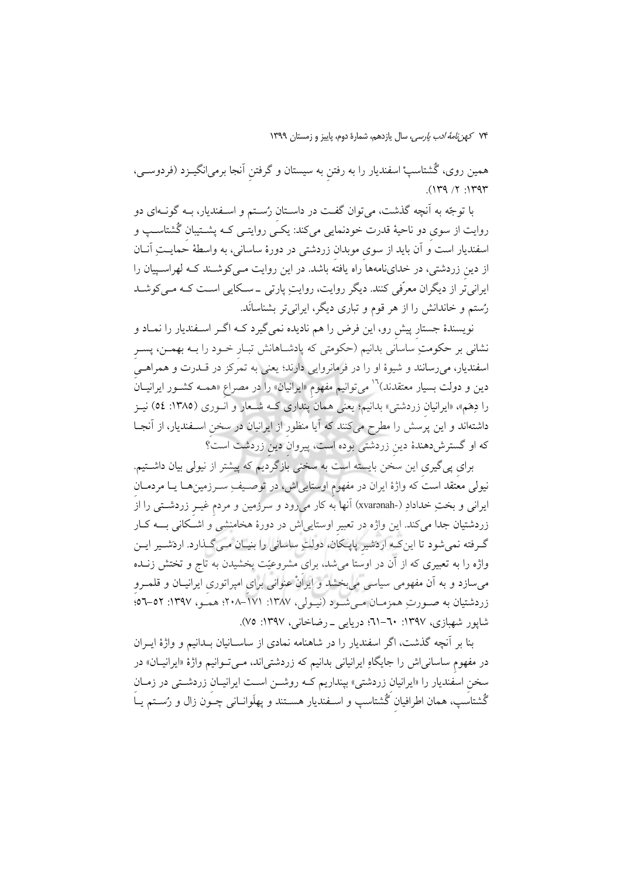همین روی، گُشتاسپْ اسفندیار را به رفتنِ به سیستان و گرفتنِ آنجا برمی‌انگیزد (فردوسی، ۱۳۹۳: ۲/ ۱۳۹).

با توجّه به آنچه گذشت، می‌توان گفت در داستانِ رُستم و اسفندیار، به گونه‌ای دو روایت از سوی دو ناحیهٔ قدرت خودنمایی می‌کند: یکی روایتی که پشتیبانِ گُشتاسپ و اسفندیار است و آن باید از سوی موبدانِ زردشتی در دورهٔ ساسانی، به واسطهٔ حمایتِ آنان از دینِ زردشتی، در خدای‌نامه‌ها راه یافته باشد. در این روایت می‌کوشند که لهراسپیان را ایرانی‌تر از دیگران معرّفی کنند. دیگر روایت، روایتِ پارتی ـ سکایی است که می‌کوشد رُستم و خاندانش را از هر قوم و تباری دیگر، ایرانی‌تر بشناسانَد.

نویسندهٔ جستارِ پیش رو، این فرض را هم نادیده نمی‌گیرد که اگر اسفندیار را نماد و نشانی بر حکومتِ ساسانی بدانیم (حکومتی که پادشاهانش تبارِ خود را به بهمن، پسرِ اسفندیار، می‌رسانند و شیوهٔ او را در فرمانروایی دارند؛ یعنی به تمرکز در قدرت و همراهیِ دین و دولت بسیار معتقدند)[۱٦] می‌توانیم مفهومِ «ایرانیان» را در مصراعِ «همه کشور ایرانیان را دِهَم»، «ایرانیانِ زردشتی» بدانیم؛ یعنی همان پنداری که شعار و انوری (۱۳۸۵: ٥٤) نیز داشته‌اند و این پرسش را مطرح می‌کنند که آیا منظور از ایرانیان در سخنِ اسفندیار، از آنجا که او گسترش‌دهندهٔ دینِ زردشتی بوده است، پیروانِ دینِ زردشت است؟

برای پی‌گیریِ این سخن بایسته است به سخنی بازگردیم که پیشتر از نیولی بیان داشتیم. نیولی معتقد است که واژهٔ ایران در مفهومِ اوستایی‌اش، در توصیفِ سرزمین‌ها یا مردمانِ ایرانی و بختِ خدادادِ (-xvarənah) آنها به کار می‌رود و سرزمین و مردمِ غیرِ زردشتی را از زردشتیان جدا می‌کند. این واژه در تعبیرِ اوستایی‌اش در دورهٔ هخامنشی و اشکانی به کار گرفته نمی‌شود تا این‌که اردَشیرِ پاپکان، دولتِ ساسانی را بنیان می‌گذارد. اردَشیر این واژه را به تعبیری که از آن در اوستا می‌شد، برای مشروعیّت بخشیدن به تاج و تختش زنده می‌سازد و به آن مفهومی سیاسی می‌بخشد و ایرانْ عنوانی برای امپراتوریِ ایرانیان و قلمروِ زردشتیان به صورتِ همزمان می‌شود (نیولی، ۱۳۸۷: ۱۷۱–۲۰۸؛ همو، ۱۳۹۷: ٥۲–٥٦؛ شاپور شهبازی، ۱۳۹۷: ٦۰–٦۱؛ دریایی ـ رضاخانی، ۱۳۹۷: ۷٥).

بنا بر آنچه گذشت، اگر اسفندیار را در شاهنامه نمادی از ساسانیان بدانیم و واژهٔ ایران در مفهومِ ساسانی‌اش را جایگاهِ ایرانیانی بدانیم که زردشتی‌اند، می‌توانیم واژهٔ «ایرانیان» در سخنِ اسفندیار را «ایرانیانِ زردشتی» بپنداریم که روشن است ایرانیانِ زردشتی در زمانِ گُشتاسپ، همان اطرافیانِ گُشتاسپ و اسفندیار هستند و پهلوانانی چون زال و رُستم یا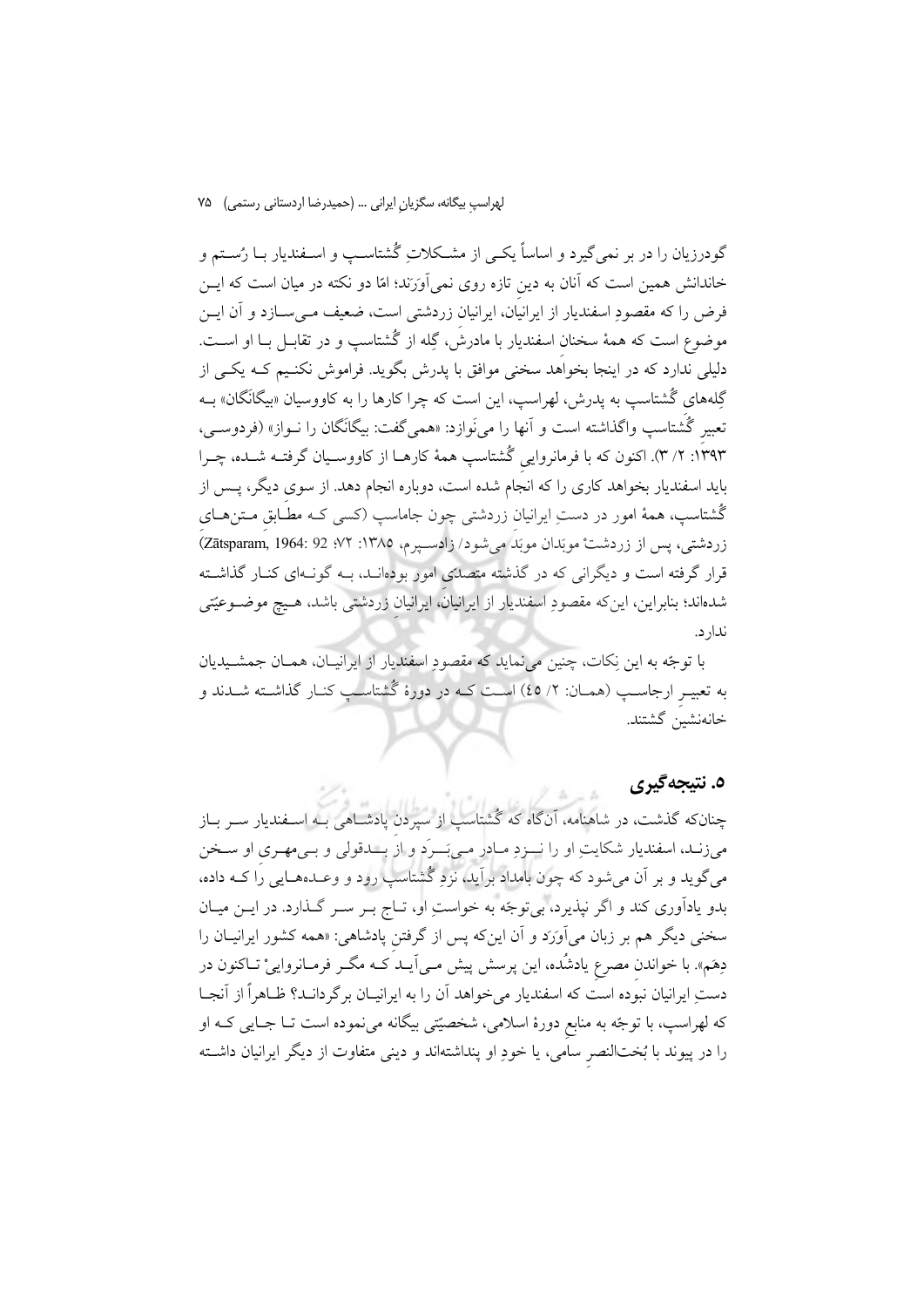گودرزیان را در بر نمی‌گیرد و اساساً یکـی از مشـکلاتِ گُشتاسـپ و اسـفندیار بـا رُسـتم و خاندانش همین است که آنان به دینِ تازه روی نمی‌آوَرَند؛ امّا دو نکته در میان است که ایـن فرض را که مقصودِ اسفندیار از ایرانیان، ایرانیان زردشتی است، ضعیف مـی‌سـازد و آن ایـن موضوع است که همهٔ سخنان اسفندیار با مادرش، گِله از گُشتاسپ و در تقابـل بـا او اسـت. دلیلی ندارد که در اینجا بخواهد سخنی موافق با پدرش بگوید. فراموش نکنـیم کـه یکـی از گِله‌های گُشتاسپ به پدرش، لهراسپ، این است که چرا کارها را به کاووسیان «بیگانَگان» بـه تعبیرِ گُشتاسپ واگذاشته است و آنها را می‌نَوازد: «همی‌گفت: بیگانَگان را نـواز» (فردوسـی، ۱۳۹۳: ۲/ ۳). اکنون که با فرمانروایی گُشتاسپ همهٔ کارهـا از کاووسـیان گرفتـه شـده، چـرا باید اسفندیار بخواهد کاری را که انجام شده است، دوباره انجام دهد. از سوی دیگر، پـس از گُشتاسپ، همهٔ امور در دستِ ایرانیانِ زردشتی چون جاماسپ (کسی کـه مطـابقِ مـتن‌هـای زردشتی، پس از زردشت موبَدانِ موبَد می‌شود/ زادسـپرم، ۱۳۸۵: ۷۲؛ Zātsparam, 1964: 92) قرار گرفته است و دیگرانی که در گذشته متصدّی امور بوده‌انـد، بـه گونـه‌ای کنـار گذاشـته شده‌اند؛ بنابراین، این‌که مقصودِ اسفندیار از ایرانیان، ایرانیانِ زردشتی باشد، هـیچ موضـوعیّتی ندارد.

با توجّه به این نِکات، چنین می‌نماید که مقصودِ اسفندیار از ایرانیـان، همـان جمشـیدیان به تعبیـرِ ارجاسـپ (همـان: ۲/ ۴۵) اسـت کـه در دورهٔ گُشتاسـپ کنـار گذاشـته شـدند و خانه‌نشین گشتند.

## ۵. نتیجه‌گیری

چنان‌که گذشت، در شاهنامه، آن‌گاه که گُشتاسپ از سپردنِ پادشـاهی بـه اسـفندیار سـر بـاز می‌زنـد، اسفندیار شکایتِ او را نـزدِ مـادر مـی‌بَـرَد و از بـدقولی و بـی‌مهـریِ او سـخن می‌گوید و بر آن می‌شود که چون بامداد برآید، نزدِ گُشتاسپ رود و وعـده‌هـایی را کـه داده، بدو یادآوری کند و اگر نپذیرد، بی‌توجّه به خواستِ او، تـاج بـر سـر گـذارد. در ایـن میـان سخنی دیگر هم بر زبان می‌آوَرَد و آن این‌که پس از گرفتنِ پادشاهی: «همه کشور ایرانیـان را دِهَم». با خواندنِ مصرعِ یادشُده، این پرسش پیش مـی‌آیـد کـه مگـر فرمـانرواییْ تـاکنون در دستِ ایرانیان نبوده است که اسفندیار می‌خواهد آن را به ایرانیـان برگردانـد؟ ظـاهراً از آنجـا که لهراسپ، با توجّه به منابعِ دورهٔ اسلامی، شخصیّتی بیگانه می‌نموده است تـا جـایی کـه او را در پیوند با بُخت‌النصرِ سامی، یا خودِ او پنداشته‌اند و دینی متفاوت از دیگر ایرانیان داشـته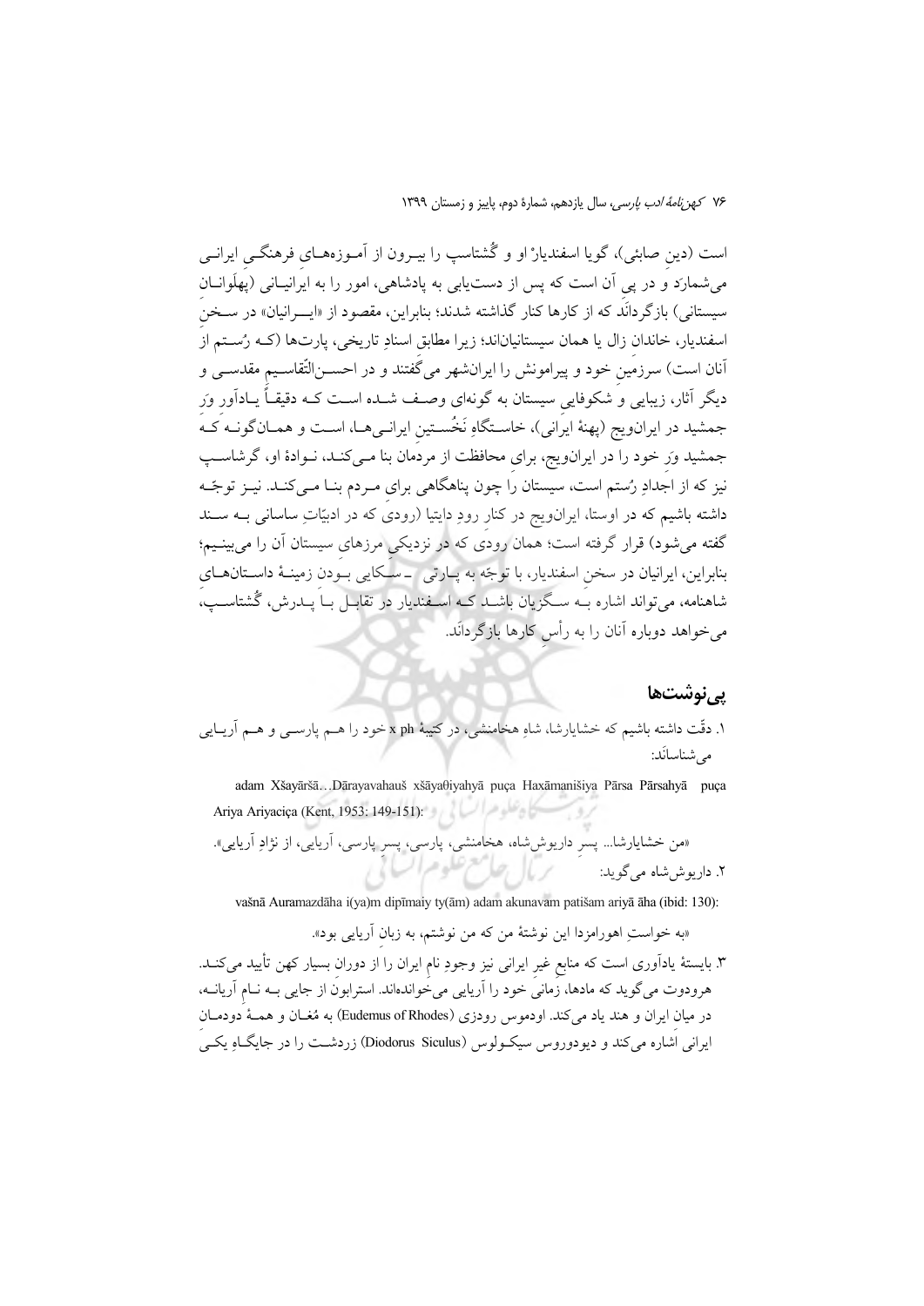است (دینِ صابئی)، گویا اسفندیار او و گُشتاسپ را بیرون از آموزه‌های فرهنگی ایرانی می‌شمارد و در پیِ آن است که پس از دست‌یابی به پادشاهی، امور را به ایرانیانی (پهلوانان سیستانی) بازگرداند که از کارها کنار گذاشته شدند؛ بنابراین، مقصود از «ایرانیان» در سخنِ اسفندیار، خاندان زال یا همان سیستانیان‌اند؛ زیرا مطابقِ اسنادِ تاریخی، پارت‌ها (که رُستم از آنان است) سرزمین خود و پیرامونش را ایرانشهر می‌گفتند و در احسن‌التّقاسیم مقدسی و دیگر آثار، زیبایی و شکوفاییِ سیستان به گونه‌ای وصف شده است که دقیقاً یادآور وَرِ جمشید در ایران‌ویج (پهنهٔ ایرانی)، خاستگاهِ نَخُستین ایرانی‌ها، است و همان‌گونه که جمشید وَرِ خود را در ایران‌ویج، برای محافظت از مردمان بنا می‌کند، نوادهٔ او، گرشاسپ نیز که از اجدادِ رُستم است، سیستان را چون پناهگاهی برای مردم بنا می‌کند. نیز توجّه داشته باشیم که در اوستا، ایران‌ویج در کنار رودِ دایتیا (رودی که در ادبیّاتِ ساسانی به سند گفته می‌شود) قرار گرفته است؛ همان رودی که در نزدیکیِ مرزهای سیستان آن را می‌بینیم؛ بنابراین، ایرانیان در سخنِ اسفندیار، با توجّه به پارتی ـ سکایی بودن زمینهٔ داستان‌های شاهنامه، می‌تواند اشاره به سگزیان باشد که اسفندیار در تقابل با پدرش، گُشتاسپ، می‌خواهد دوباره آنان را به رأسِ کارها بازگرداند.

## پی‌نوشت‌ها

۱. دقّت داشته باشیم که خشایارشا، شاهِ هخامنشی، در کتیبهٔ x ph خود را هم پارسی و هم آریایی می‌شناساند:

adam Xšayāršā…Dārayavahauš xšāyaθiyahyā puça Haxāmanišiya Pārsa Pārsahyā puça Ariya Ariyaciça (Kent, 1953: 149-151):

«من خشایارشا... پسرِ داریوش‌شاه، هخامنشی، پارسی، پسرِ پارسی، آریایی، از نژادِ آریایی».

۲. داریوش‌شاه می‌گوید:

vašnā Auramazdāha i(ya)m dipīmaiy ty(ām) adam akunavam patišam ariyā āha (ibid: 130):

«به خواستِ اهورامزدا این نوشتهٔ من که من نوشتم، به زبانِ آریایی بود».

۳. بایستهٔ یادآوری است که منابعِ غیرِ ایرانی نیز وجودِ نامِ ایران را از دورانِ بسیار کهن تأیید می‌کنند. هرودوت می‌گوید که مادها، زمانی خود را آریایی می‌خوانده‌اند. استرابون از جایی به نامِ آریانه، در میانِ ایران و هند یاد می‌کند. اودموس رودزی (Eudemus of Rhodes) به مُغان و همهٔ دودمانِ ایرانی اشاره می‌کند و دیودوروس سیکولوس (Diodorus Siculus) زردشت را در جایگاهِ یکی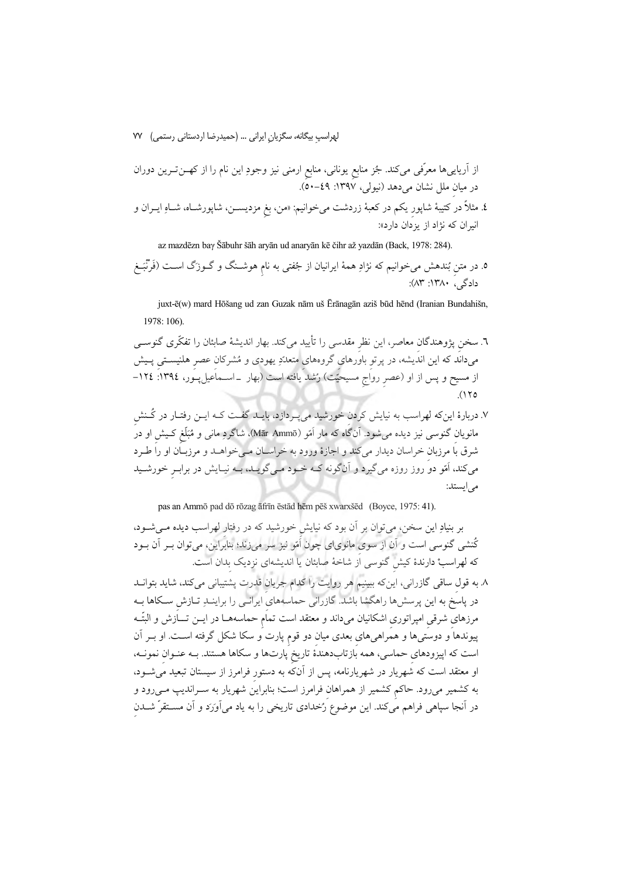از آریایی‌ها معرّفی می‌کند. جُز منابع یونانی، منابع ارمنی نیز وجودِ این نام را از کهن‌ترین دوران در میانِ ملل نشان می‌دهد (نیولی، ۱۳۹۷: ۴۹–۵۰).

٤. مثلاً در کتیبهٔ شاپور یکم در کعبهٔ زردشت می‌خوانیم: «من، بغِ مزدیسن، شاپورشاه، شاهِ ایران و انیران که نژاد از یزدان دارد»:

az mazdēzn baγ Šābuhr šāh aryān ud anaryān kē čihr až yazdān (Back, 1978: 284).

٥. در متنِ بُندهش می‌خوانیم که نژادِ همهٔ ایرانیان از جُفتی به نامِ هوشنگ و گوزگ است (فَرْنْبَغ دادگی، ۱۳۸۰: ۸۳):

juxt-ē(w) mard Hōšang ud zan Guzak nām uš Ērānagān aziš būd hēnd (Iranian Bundahišn, 1978: 106).

٦. سخنِ پژوهندگانِ معاصر، این نظرِ مقدسی را تأیید می‌کند. بهار اندیشهٔ صابئان را تفکّری گنوسی می‌داند که این اندیشه، در پرتوِ باورهای گروه‌های متعددِ یهودی و مُشرکانِ عصرِ هلنیستی پیش از مسیح و پس از او (عصرِ رواجِ مسیحیّت) رُشد یافته است (بهار ـ اسماعیل‌پور، ۱۳۹٤: ۱۲٤–۱۲٥).

٧. دربارهٔ این‌که لهراسب به نیایش کردنِ خورشید می‌پردازد، باید گفت که این رفتار در کُنشِ مانویانِ گنوسی نیز دیده می‌شود. آن‌گاه که مار اَمّو (Mār Ammō)، شاگردِ مانی و مُبَلّغ کیشِ او در شرق با مرزبانِ خراسان دیدار می‌کند و اجازهٔ ورود به خراسان می‌خواهد و مرزبان او را طرد می‌کند، اَمّو دو روز روزه می‌گیرد و آن‌گونه که خود می‌گوید، به نیایش در برابرِ خورشید می‌ایستد:

pas an Ammō pad dō rōzag āfrīn ēstād hēm pēš xwarxšēd (Boyce, 1975: 41).

بر بنیادِ این سخن، می‌توان بر آن بود که نیایشِ خورشید که در رفتارِ لهراسب دیده می‌شود، کُنشی گنوسی است و آن از سوی مانوی‌ای چون اَمّو نیز سر می‌زند؛ بنابراین، می‌توان بر آن بود که لهراسبْ دارندهٔ کیشِ گنوسی از شاخهٔ صابئان یا اندیشه‌ای نزدیک بدان است.

٨. به قولِ ساقی گازرانی، این‌که ببینیم هر روایت را کدام جریانِ قدرت پشتیبانی می‌کند، شاید بتواند در پاسخ به این پرسش‌ها راهگشا باشد. گازرانی حماسه‌های ایرانی را برایندِ تازشِ سکاها به مرزهای شرقیِ امپراتوریِ اشکانیان می‌داند و معتقد است تمامِ حماسه‌ها در این تازش و البتّه پیوندها و دوستی‌ها و همراهی‌های بعدی میانِ دو قومِ پارت و سکا شکل گرفته است. او بر آن است که اپیزودهای حماسی، همه بازتاب‌دهندهٔ تاریخِ پارت‌ها و سکاها هستند. به عنوانِ نمونه، او معتقد است که شهریار در شهریارنامه، پس از آن‌که به دستورِ فرامرز از سیستان تبعید می‌شود، به کشمیر می‌رود. حاکمِ کشمیر از همراهانِ فرامرز است؛ بنابراین شهریار به سراندیپ می‌رود و در آنجا سپاهی فراهم می‌کند. این موضوع رُخدادی تاریخی را به یاد می‌آوَرَد و آن مستقرّ شدنِ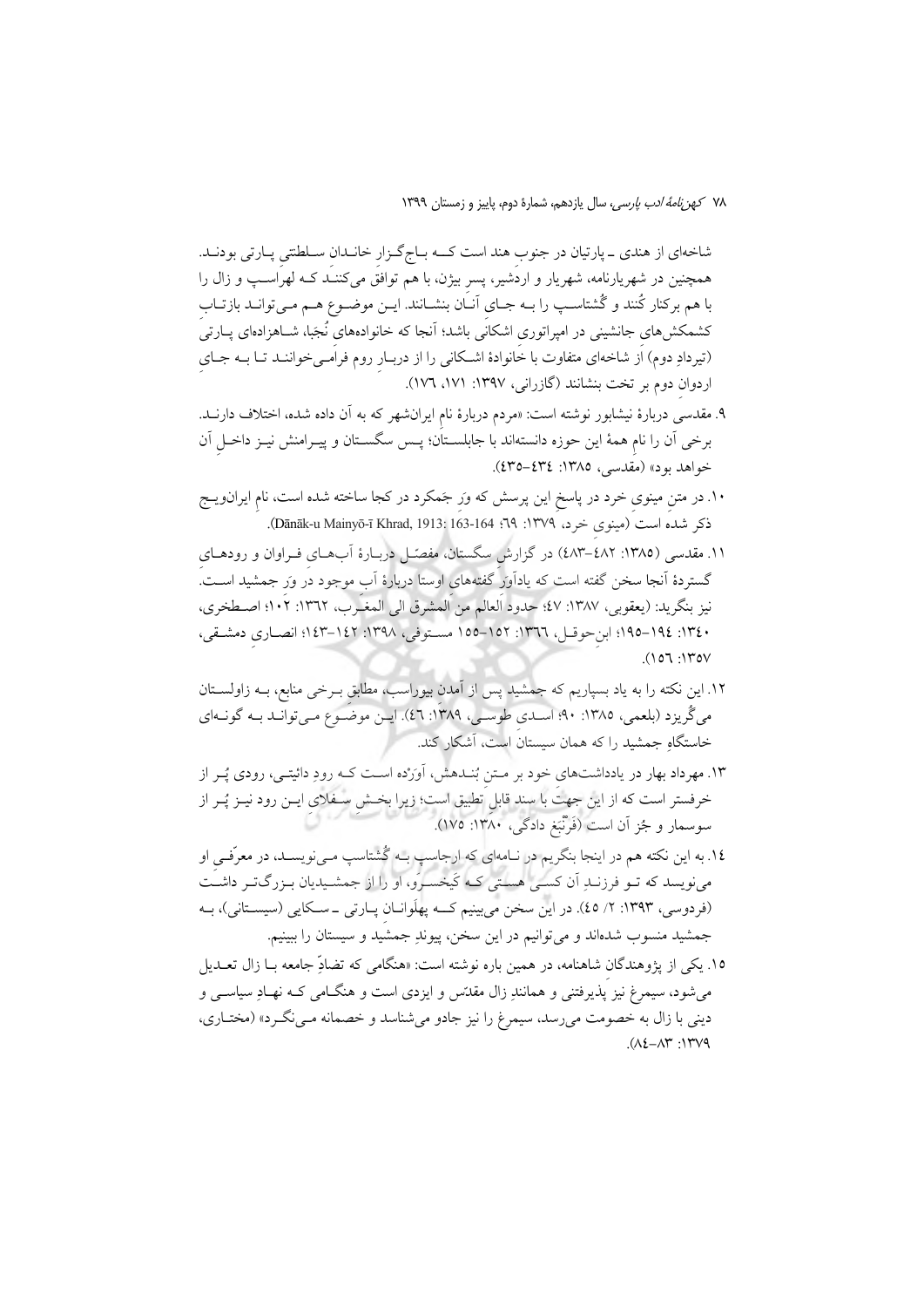شاخه‌ای از هندی ـ پارتیان در جنوبِ هند است کــه بــاج‌گــزارِ خانــدانِ ســلطنتیِ پــارتی بودنــد. همچنین در شهریارنامه، شهریار و اردشیر، پسرِ بیژن، با هم توافق می‌کننـد کـه لهراسـپ و زال را با هم برکنار کُنند و گُشتاسـپ را بــه جــای آنــان بنشــانند. ایــن موضــوع هــم مــی‌توانــد بازتــابِ کشمکش‌های جانشینی در امپراتوریِ اشکانی باشد؛ آنجا که خانواده‌های نُجَبا، شــاهزاده‌ای پــارتی (تیردادِ دوم) از شاخه‌ای متفاوت با خانوادۀ اشــکانی را از دربــارِ روم فرامــی‌خواننــد تــا بــه جــایِ اردوانِ دوم بر تخت بنشانند (گازرانی، ۱۳۹۷: ۱۷۱، ۱۷۶).

۹. مقدسی دربارۀ نیشابور نوشته است: «مردم دربارۀ نامِ ایرانشهر که به آن داده شده، اختلاف دارنــد. برخی آن را نامِ همۀ این حوزه دانسته‌اند با جابلســتان؛ پــس سگســتان و پیــرامنش نیــز داخــلِ آن خواهد بود» (مقدسی، ۱۳۸۵: ۴۳۴–۴۳۵).

۱۰. در متنِ مینوی خرد در پاسخِ این پرسش که وَرِ جَمکرد در کجا ساخته شده است، نامِ ایرانویــج ذکر شده است (مینوی خرد، ۱۳۷۹: ۶۹؛ Dānāk-u Mainyō-ī Khrad, 1913: 163-164).

۱۱. مقدسی (۱۳۸۵: ۴۸۲–۴۸۳) در گزارشِ سگستان، مفصّــل دربــارۀ آبهــای فــراوان و رودهــایِ گستردۀ آنجا سخن گفته است که یادآورِ گفته‌های اوستا دربارۀ آبِ موجود در وَرِ جمشید اســت. نیز بنگرید: (یعقوبی، ۱۳۸۷: ۴۷؛ حدودالعالم من المشرق الی المغــرب، ۱۳۶۲: ۱۰۲؛ اصــطخری، ۱۳۴۰: ۱۹۴–۱۹۵؛ ابن‌حوقــل، ۱۳۶۶: ۱۵۲–۱۵۵ مســتوفی، ۱۳۹۸: ۱۴۲–۱۴۳؛ انصــاری دمشــقی، ۱۳۵۷: ۱۵۶).

۱۲. این نکته را به یاد بسپاریم که جمشید پس از آمدنِ بیوراسب، مطابقِ بــرخی منابع، بــه زاولســتان می‌گُریزد (بلعمی، ۱۳۸۵: ۹۰؛ اســدیِ طوســی، ۱۳۸۹: ۴۶). ایــن موضــوع مــی‌توانــد بــه گونــه‌ای خاستگاهِ جمشید را که همان سیستان است، آشکار کند.

۱۳. مهرداد بهار در یادداشت‌های خود بر مــتنِ بُنــدهش، آوَرْده اســت کــه رودِ دائیتــی، رودی پُــر از خرفستر است که از این جهت با سند قابلِ تطبیق است؛ زیرا بخــشِ ســفلای ایــن رود نیــز پُــر از سوسمار و جُز آن است (فَرْنْبَغ دادگی، ۱۳۸۰: ۱۷۵).

۱۴. به این نکته هم در اینجا بنگریم در نــامه‌ای که ارجاسپ بــه گُشتاسپ مــی‌نویســد، در معرّفــیِ او می‌نویسد که تــو فرزنــدِ آن کســی هســتی کــه کَیخســرو، او را از جمشــیدیان بــزرگ‌تــر داشــت (فردوسی، ۱۳۹۳: ۲/ ۴۵). در این سخن می‌بینیم کــه پهلوانــانِ پــارتی ـ ســکایی (سیســتانی)، بــه جمشید منسوب شده‌اند و می‌توانیم در این سخن، پیوندِ جمشید و سیستان را ببینیم.

۱۵. یکی از پژوهندگانِ شاهنامه، در همین باره نوشته است: «هنگامی که تضادِّ جامعه بــا زال تعــدیل می‌شود، سیمرغ نیز پذیرفتنی و همانندِ زال مقدّس و ایزدی است و هنگــامی کــه نهــادِ سیاســی و دینی با زال به خصومت می‌رسد، سیمرغ را نیز جادو می‌شناسد و خصمانه مــی‌نگــرد» (مختــاری، ۱۳۷۹: ۸۳–۸۴).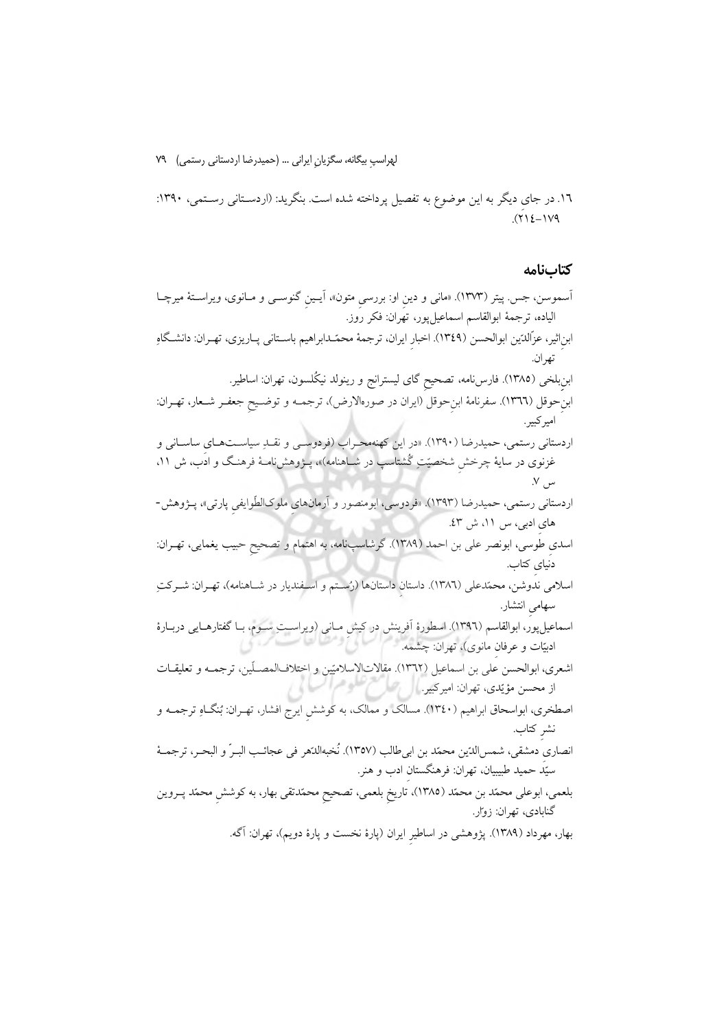۱۶. در جایِ دیگر به این موضوع به تفصیل پرداخته شده است. بنگرید: (اردستانی رستمی، ۱۳۹۰: ۲۱۴-۱۷۹).

## کتاب‌نامه

آسموسن، جس. پیتر (۱۳۷۳). «مانی و دین او: بررسیِ متون»، آیینِ گنوسی و مانوی، ویراستهٔ میرچا الیاده، ترجمهٔ ابوالقاسم اسماعیل‌پور، تهران: فکر روز.

ابن‌اثیر، عزّالدّین ابوالحسن (۱۳۴۹). اخبارِ ایران، ترجمهٔ محمّدابراهیم باستانی پاریزی، تهران: دانشگاهِ تهران.

ابن‌بلخی (۱۳۸۵). فارس‌نامه، تصحیحِ گای لیسترانج و رینولد نیکُلسون، تهران: اساطیر.

ابن‌حوقل (۱۳۶۶). سفرنامهٔ ابن‌حوقل (ایران در صورة‌الارض)، ترجمه و توضیحِ جعفر شعار، تهران: امیرکبیر.

اردستانی رستمی، حمیدرضا (۱۳۹۰). «در این کهنه‌محراب (فردوسی و نقدِ سیاست‌های ساسانی و غزنوی در سایهٔ چرخشِ شخصیّتِ گُشتاسپ در شاهنامه)»، پژوهش‌نامهٔ فرهنگ و ادب، ش ۱۱، س ۷.

اردستانی رستمی، حمیدرضا (۱۳۹۳). «فردوسی، ابومنصور و آرمان‌هایِ ملوک‌الطّوایفیِ پارتی»، پژوهش-هایِ ادبی، س ۱۱، ش ۴۳.

اسدیِ طوسی، ابونصر علی بن احمد (۱۳۸۹). گرشاسپ‌نامه، به اهتمام و تصحیحِ حبیب یغمایی، تهران: دنیایِ کتاب.

اسلامی ندوشن، محمّدعلی (۱۳۸۶). داستانِ داستان‌ها (رُستم و اسفندیار در شاهنامه)، تهران: شرکتِ سهامیِ انتشار.

اسماعیل‌پور، ابوالقاسم (۱۳۹۶). اسطورهٔ آفرینش در کیشِ مانی (ویراستِ سوم، با گفتارهایی دربارهٔ ادبیّات و عرفانِ مانوی)، تهران: چشمه.

اشعری، ابوالحسن علی بن اسماعیل (۱۳۶۲). مقالات‌الاسلامیّین و اختلاف‌المصلّین، ترجمه و تعلیقات از محسن مؤیّدی، تهران: امیرکبیر.

اصطخری، ابواسحاق ابراهیم (۱۳۴۰). مسالک و ممالک، به کوششِ ایرج افشار، تهران: بُنگاهِ ترجمه و نشرِ کتاب.

انصاریِ دمشقی، شمس‌الدّین محمّد بن ابی‌طالب (۱۳۵۷). نُخبه‌الدّهر فی عجائب البرّ و البحر، ترجمهٔ سیّد حمید طبیبیان، تهران: فرهنگستانِ ادب و هنر.

بلعمی، ابوعلی محمّد بن محمّد (۱۳۸۵). تاریخِ بلعمی، تصحیحِ محمّدتقی بهار، به کوششِ محمّد پروین گنابادی، تهران: زوّار.

بهار، مهرداد (۱۳۸۹). پژوهشی در اساطیرِ ایران (پارهٔ نخست و پارهٔ دویم)، تهران: آگه.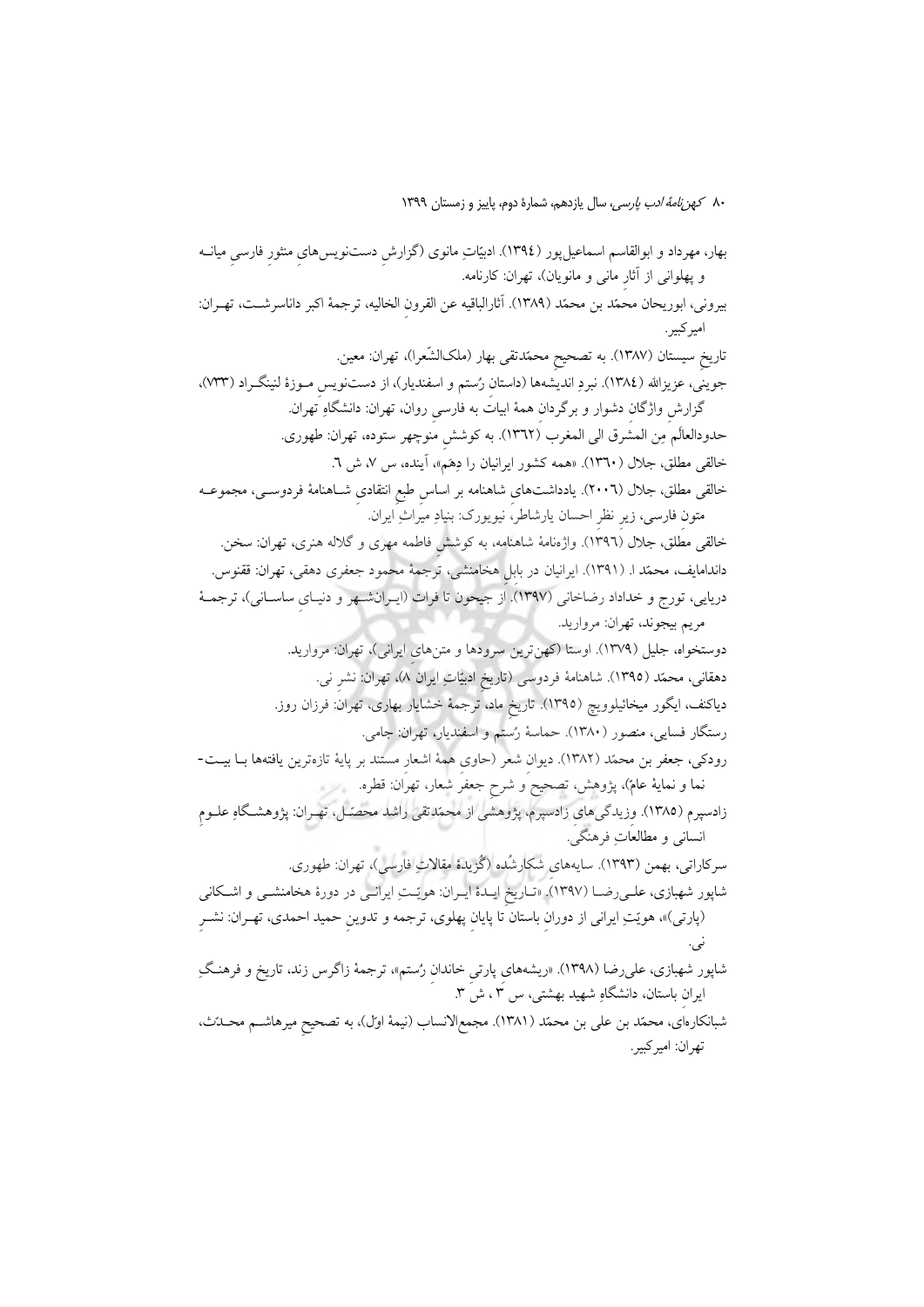بهار، مهرداد و ابوالقاسم اسماعیل‌پور (۱۳۹٤). ادبیّاتِ مانوی (گزارشِ دست‌نویس‌هایِ منثورِ فارسیِ میانه و پهلوانی از آثارِ مانی و مانویان)، تهران: کارنامه.

بیرونی، ابوریحان محمّد بن محمّد (۱۳۸۹). آثارالباقیه عن القرونِ الخالیه، ترجمهٔ اکبر داناسرشت، تهران: امیرکبیر.

تاریخِ سیستان (۱۳۸۷). به تصحیحِ محمّدتقی بهار (ملک‌الشّعرا)، تهران: معین.

جوینی، عزیزالله (۱۳۸٤). نبردِ اندیشه‌ها (داستانِ رُستم و اسفندیار)، از دست‌نویسِ موزهٔ لنینگراد (۷۳۳)، گزارشِ واژگانِ دشوار و برگردانِ همهٔ ابیات به فارسیِ روان، تهران: دانشگاهِ تهران.

حدودالعالَم مِن المَشرق الی المغرب (۱۳٦۲). به کوششِ منوچهر ستوده، تهران: طهوری.

خالقی مطلق، جلال (۱۳٦۰). «همه کشور ایرانیان را دِهَم»، آینده، س ۷، ش ٦.

خالقی مطلق، جلال (۲۰۰٦). یادداشت‌هایِ شاهنامه بر اساسِ طبعِ انتقادیِ شاهنامهٔ فردوسی، مجموعه متونِ فارسی، زیرِ نظرِ احسان یارشاطر، نیویورک: بنیادِ میراثِ ایران.

خالقی مطلق، جلال (۱۳۹٦). واژه‌نامهٔ شاهنامه، به کوششِ فاطمه مهری و گلاله هنری، تهران: سخن.

داندامایف، محمّد ا. (۱۳۹۱). ایرانیان در بابلِ هخامنشی، ترجمهٔ محمود جعفری دهقی، تهران: ققنوس.

دریایی، تورج و خداداد رضاخانی (۱۳۹۷). از جیحون تا فرات (ایرانشهر و دنیایِ ساسانی)، ترجمهٔ مریم بیجوند، تهران: مروارید.

دوستخواه، جلیل (۱۳۷۹). اوستا (کهن‌ترین سرودها و متن‌هایِ ایرانی)، تهران: مروارید.

دهقانی، محمّد (۱۳۹۵). شاهنامهٔ فردوسی (تاریخِ ادبیّاتِ ایران ۸)، تهران: نشرِ نی.

دیاکنف، ایگور میخائیلوویچ (۱۳۹۵). تاریخِ ماد، ترجمهٔ خشایار بهاری، تهران: فرزان روز.

رستگار فسایی، منصور (۱۳۸۰). حماسهٔ رُستم و اسفندیار، تهران: جامی.

رودکی، جعفر بن محمّد (۱۳۸۲). دیوانِ شعر (حاوی همهٔ اشعارِ مستند بر پایهٔ تازه‌ترین یافته‌ها با بیت‌نما و نمایهٔ عام)، پژوهش، تصحیح و شرحِ جعفر شعار، تهران: قطره.

زادسپرم (۱۳۸۵). وزیدگی‌هایِ زادسپرم، پژوهشی از محمّدتقی راشد محصّل، تهران: پژوهشگاهِ علومِ انسانی و مطالعاتِ فرهنگی.

سرکاراتی، بهمن (۱۳۹۳). سایه‌هایِ شکارشُده (گُزیدهٔ مقالاتِ فارسی)، تهران: طهوری.

شاپور شهبازی، علی‌رضا (۱۳۹۷). «تاریخِ ایدهٔ ایران: هویّتِ ایرانی در دورهٔ هخامنشی و اشکانی (پارتی)»، هویّتِ ایرانی از دورانِ باستان تا پایانِ پهلوی، ترجمه و تدوینِ حمید احمدی، تهران: نشرِ نی.

شاپور شهبازی، علی‌رضا (۱۳۹۸). «ریشه‌هایِ پارتیِ خاندانِ رُستم»، ترجمهٔ زاگرس زند، تاریخ و فرهنگِ ایرانِ باستان، دانشگاهِ شهید بهشتی، س ۳، ش ۳.

شبانکاره‌ای، محمّد بن علی بن محمّد (۱۳۸۱). مجمع‌الانساب (نیمهٔ اوّل)، به تصحیحِ میرهاشم محدّث، تهران: امیرکبیر.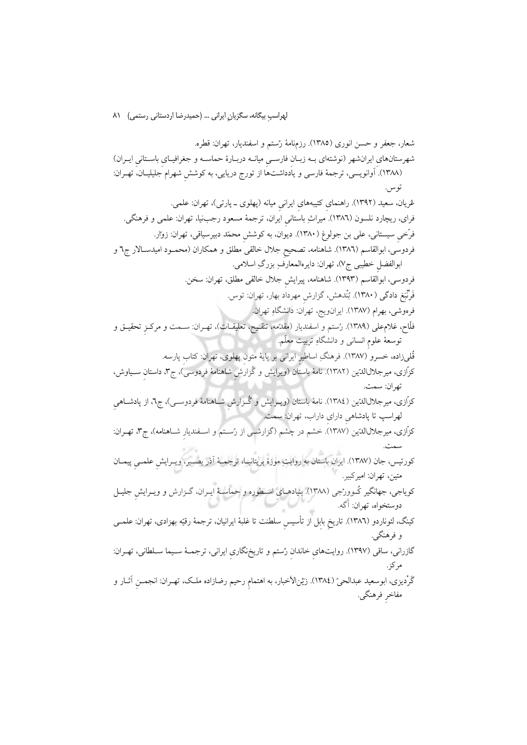شعار، جعفر و حسن انوری (۱۳۸۵). رزم‌نامهٔ رُستم و اسفندیار، تهران: قطره.

شهرستان‌های ایرانشهر (نوشته‌ای بـه زبـانِ فارسـیِ میانـه دربـارهٔ حماسـه و جغرافیـای باسـتانیِ ایـران) (۱۳۸۸). آوانویسی، ترجمهٔ فارسی و یادداشت‌ها از تورج دریایی، به کوششِ شهرام جلیلیـان، تهـران: توس.

عُریان، سعید (۱۳۹۲). راهنمای کتیبه‌های ایرانیِ میانه (پهلوی ـ پارتی)، تهران: علمی.

فرای، ریچارد نلسون (۱۳۸٦). میراثِ باستانیِ ایران، ترجمهٔ مسعود رجب‌نیا، تهران: علمی و فرهنگی.

فرّخیِ سیستانی، علی بن جولوغ (۱۳۸۰). دیوان، به کوششِ محمّد دبیرسیاقی، تهران: زوّار.

فردوسی، ابوالقاسم (۱۳۸٦). شاهنامه، تصحیحِ جلال خالقی مطلق و همکاران (محمـود امیدسـالار ج٦ و ابوالفضلِ خطیبی ج۷)، تهران: دایره‌المعارفِ بزرگِ اسلامی.

فردوسی، ابوالقاسم (۱۳۹۳). شاهنامه، پیرایشِ جلال خالقی مطلق، تهران: سخن.

فَرنْبَغ دادگی (۱۳۸۰). بُندهش، گزارشِ مهرداد بهار، تهران: توس.

فرهوشی، بهرام (۱۳۸۷). ایران‌ویج، تهران: دانشگاهِ تهران.

فلّاح، غلام‌علی (۱۳۸۹). رُستم و اسفندیار (مقدّمه، تنقیح، تعلیقـات)، تهـران: سـمت و مرکـزِ تحقیـق و توسعهٔ علومِ انسانی و دانشگاهِ تربیتِ معلّم.

قُلی‌زاده، خسرو (۱۳۸۷). فرهنگِ اساطیرِ ایرانی بر پایهٔ متونِ پهلوی، تهران: کتابِ پارسه.

کزّازی، میرجلال‌الدّین (۱۳۸۲). نامهٔ باستان (ویرایش و گُزارشِ شاهنامهٔ فردوسـی)، ج۳، داستانِ سـیاوش، تهران: سمت.

کزّازی، میرجلال‌الدّین (۱۳۸٤). نامهٔ باستان (ویـرایش و گُـزارشِ شـاهنامهٔ فردوسـی)، ج٦، از پادشـاهیِ لهراسپ تا پادشاهیِ دارای داراب، تهران: سمت.

کزّازی، میرجلال‌الدّین (۱۳۸۷). خشم در چشم (گزارشـی از رُسـتم و اسـفندیارِ شـاهنامه)، ج۳، تهـران: سمت.

کورتیس، جان (۱۳۸۷). ایرانِ باستان به روایتِ موزهٔ بریتانیـا، ترجمـهٔ آذر بصـیر، ویـرایشِ علمـیِ پیمـان متین، تهران: امیرکبیر.

کویاجی، جهانگیر کُـورجی (۱۳۸۸). بنیادهـای اسـطوره و حماسـهٔ ایـران، گـزارش و ویـرایشِ جلیـل دوستخواه، تهران: آگه.

کینگ، لئوناردو (۱۳۸٦). تاریخِ بابل از تأسیسِ سلطنت تا غلبهٔ ایرانیان، ترجمهٔ رقیّه بهزادی، تهران: علمـی و فرهنگی.

گازرانی، ساقی (۱۳۹۷). روایت‌هایِ خاندانِ رُستم و تاریخ‌نگاریِ ایرانی، ترجمـهٔ سـیما سـلطانی، تهـران: مرکز.

گَردیزی، ابوسعید عبدالحیّ (۱۳۸٤). زَیْن‌الأخبار، به اهتمامِ رحیم رضازاده ملـک، تهـران: انجمـنِ آثـار و مفاخرِ فرهنگی.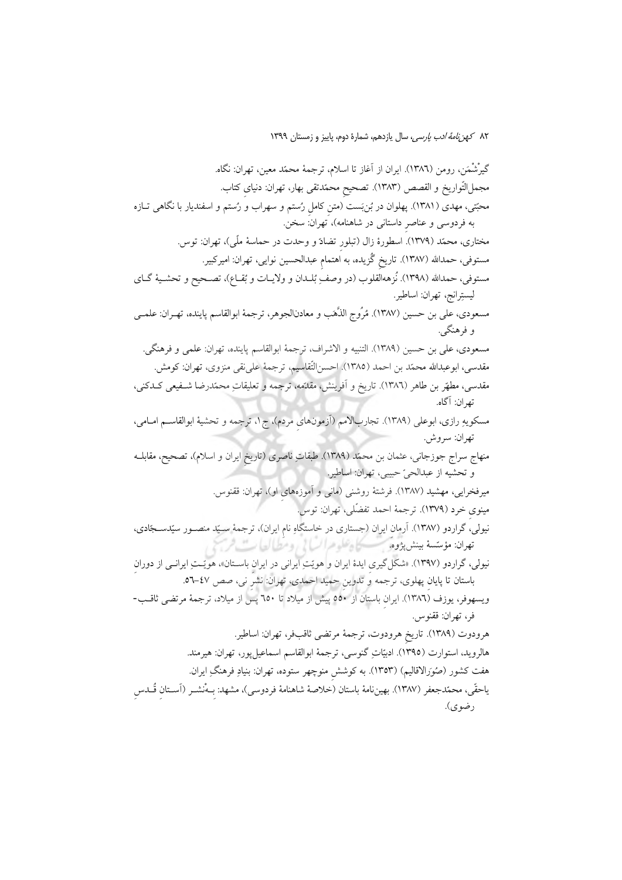گیرْشْمَن، رومن (١٣٨٦). ایران از آغاز تا اسلام، ترجمهٔ محمّد معین، تهران: نگاه.

مجمل‌التّواریخ و القصص (١٣٨٣). تصحیحِ محمّدتقی بهار، تهران: دنیای کتاب.

محبّتی، مهدی (١٣٨١). پهلوان در بُن‌بَست (متنِ کاملِ رُستم و سهراب و رُستم و اسفندیار با نگاهی تازه به فردوسی و عناصرِ داستانی در شاهنامه)، تهران: سخن.

مختاری، محمّد (١٣٧٩). اسطورهٔ زال (تبلور تضادّ و وحدت در حماسهٔ ملّی)، تهران: توس.

مستوفی، حمدالله (١٣٨٧). تاریخِ گُزیده، به اهتمامِ عبدالحسین نوایی، تهران: امیرکبیر.

مستوفی، حمدالله (١٣٩٨). نُزهه‌القلوب (در وصفِ بُلدان و ولایات و بُقاع)، تصحیح و تحشیهٔ گای لیسترانج، تهران: اساطیر.

مسعودی، علی بن حسین (١٣٨٧). مُرُوج الذَّهَب و معادن‌الجوهر، ترجمهٔ ابوالقاسم پاینده، تهران: علمی و فرهنگی.

مسعودی، علی بن حسین (١٣٨٩). التنبیه و الاشراف، ترجمهٔ ابوالقاسم پاینده، تهران: علمی و فرهنگی.

مقدسی، ابوعبدالله محمّد بن احمد (١٣٨٥). احسن‌التّقاسیم، ترجمهٔ علی‌نقی منزوی، تهران: کومش.

مقدسی، مطهّر بن طاهر (١٣٨٦). تاریخ و آفرینش، مقدّمه، ترجمه و تعلیقاتِ محمّدرضا شفیعی کدکنی، تهران: آگاه.

مسکویهِ رازی، ابوعلی (١٣٨٩). تجارب‌الامم (آزمون‌هایِ مردم)، ج ١، ترجمه و تحشیهٔ ابوالقاسم امامی، تهران: سروش.

منهاج سراج جوزجانی، عثمان بن محمّد (١٣٨٩). طبقاتِ ناصری (تاریخِ ایران و اسلام)، تصحیح، مقابله و تحشیه از عبدالحیّ حبیبی، تهران: اساطیر.

میرفخرایی، مهشید (١٣٨٧). فرشتهٔ روشنی (مانی و آموزه‌های او)، تهران: ققنوس.

مینوی خرد (١٣٧٩). ترجمهٔ احمد تفضّلی، تهران: توس.

نیولی، گراردو (١٣٨٧). آرمانِ ایران (جستاری در خاستگاهِ نامِ ایران)، ترجمهٔ سیّد منصور سیّدسجّادی، تهران: مؤسّسهٔ بینش‌پژوه.

نیولی، گراردو (١٣٩٧). «شکل‌گیری ایدهٔ ایران و هویّتِ ایرانی در ایرانِ باستان»، هویّتِ ایرانی از دورانِ باستان تا پایانِ پهلوی، ترجمه و تدوینِ حمید احمدی، تهران: نشرِ نی، صص ٤٧-٥٦.

ویسهوفر، یوزف (١٣٨٦). ایرانِ باستان از ٥٥٠ پیش از میلاد تا ٦٥٠ پس از میلاد، ترجمهٔ مرتضی ثاقب‌فر، تهران: ققنوس.

هرودوت (١٣٨٩). تاریخِ هرودوت، ترجمهٔ مرتضی ثاقب‌فر، تهران: اساطیر.

هالروید، استوارت (١٣٩٥). ادبیّاتِ گنوسی، ترجمهٔ ابوالقاسم اسماعیل‌پور، تهران: هیرمند.

هفت کشور (صُوَرالاقالیم) (١٣٥٣). به کوششِ منوچهر ستوده، تهران: بنیادِ فرهنگِ ایران.

یاحقّی، محمّدجعفر (١٣٨٧). بهین‌نامهٔ باستان (خلاصهٔ شاهنامهٔ فردوسی)، مشهد: بِه‌نشر (آستانِ قُدسِ رضوی).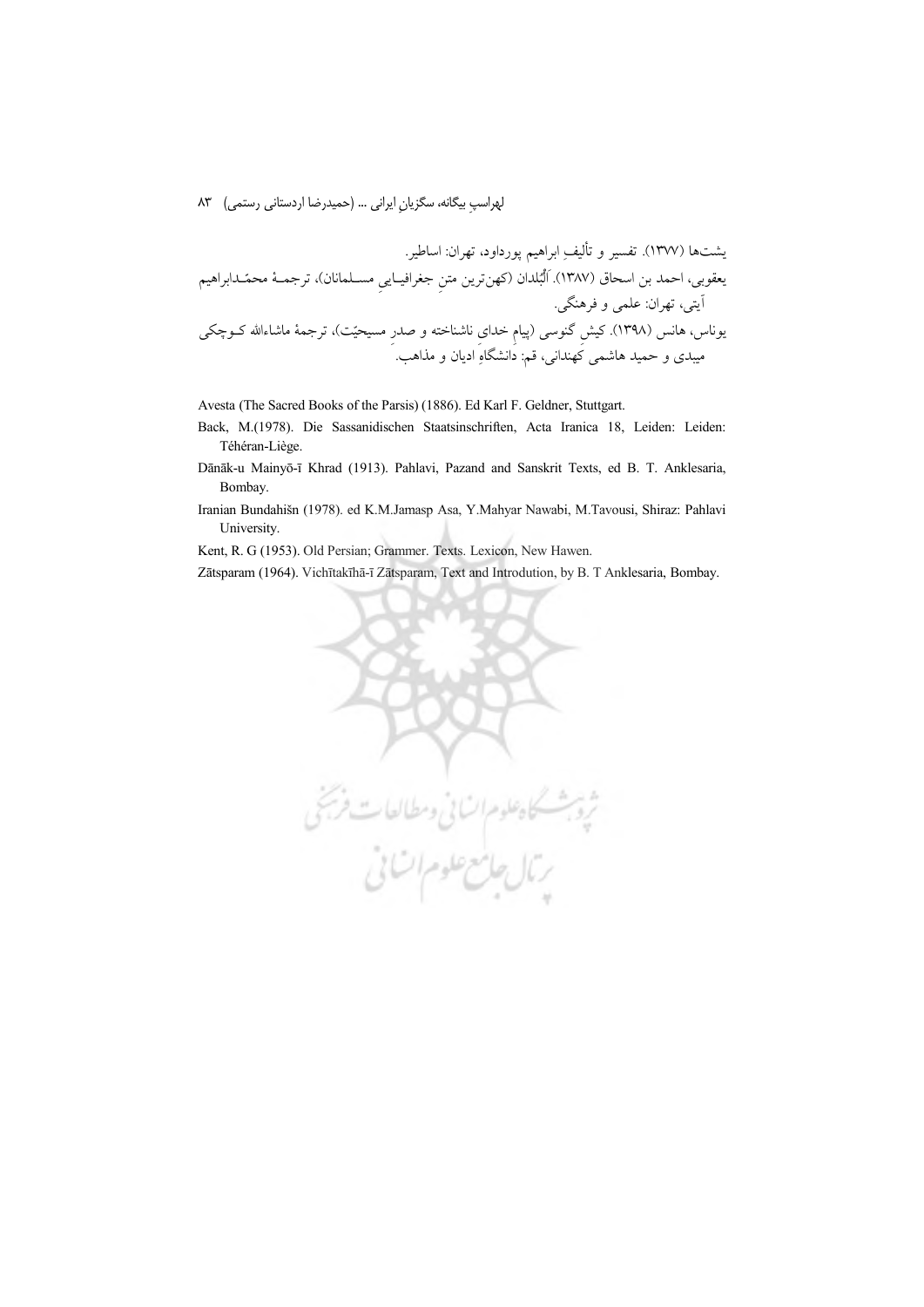یشت‌ها (۱۳۷۷). تفسیر و تألیفِ ابراهیم پورداود، تهران: اساطیر.

یعقوبی، احمد بن اسحاق (۱۳۸۷). اَلبُلدان (کهن‌ترین متنِ جغرافیـاییِ مسـلمانان)، ترجمـهٔ محمّـدابراهیم آیتی، تهران: علمی و فرهنگی.

یوناس، هانس (۱۳۹۸). کیشِ گنوسی (پیامِ خدای ناشناخته و صدرِ مسیحیّت)، ترجمهٔ ماشاءالله کـوچکی میبدی و حمید هاشمی کهندانی، قم: دانشگاهِ ادیان و مذاهب.

Avesta (The Sacred Books of the Parsis) (1886). Ed Karl F. Geldner, Stuttgart.

Back, M.(1978). Die Sassanidischen Staatsinschriften, Acta Iranica 18, Leiden: Leiden: Téhéran-Liège.

Dānāk-u Mainyō-ī Khrad (1913). Pahlavi, Pazand and Sanskrit Texts, ed B. T. Anklesaria, Bombay.

Iranian Bundahišn (1978). ed K.M.Jamasp Asa, Y.Mahyar Nawabi, M.Tavousi, Shiraz: Pahlavi University.

Kent, R. G (1953). Old Persian; Grammer. Texts. Lexicon, New Hawen.

Zātsparam (1964). Vichītakīhā-ī Zātsparam, Text and Introdution, by B. T Anklesaria, Bombay.